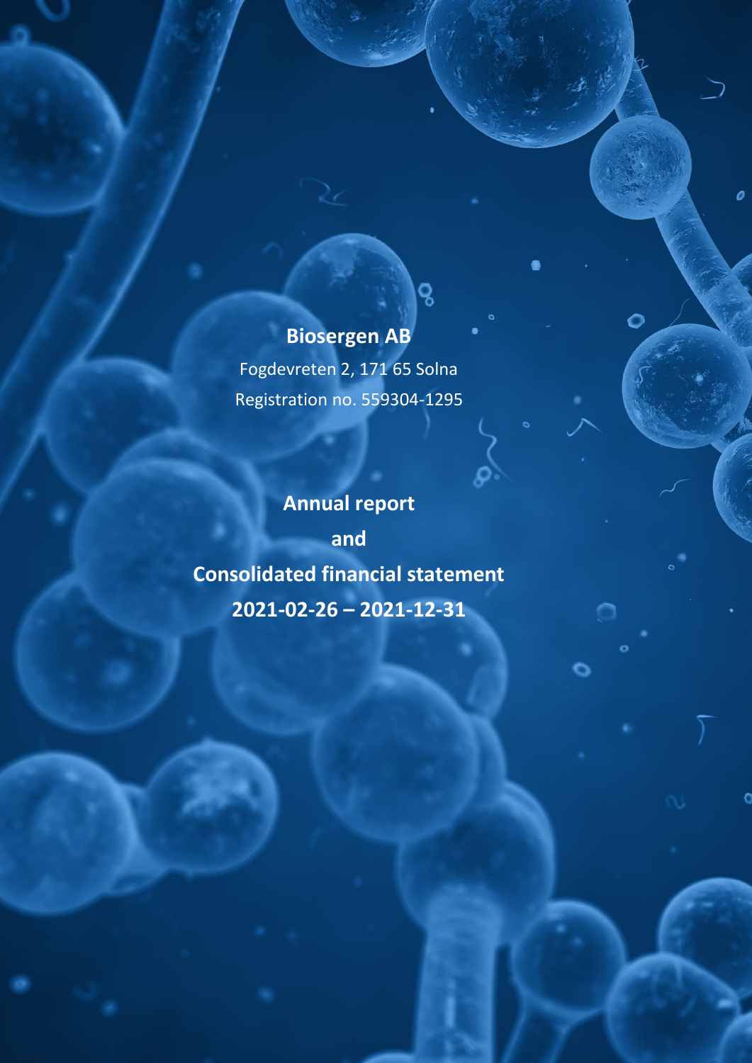**Biosergen AB**

Fogdevreten 2, 171 65 Solna

Registration no. 559304-1295

# Annual report

# and

# Consolidated financial statement

# 2021-02-26 – 2021-12-31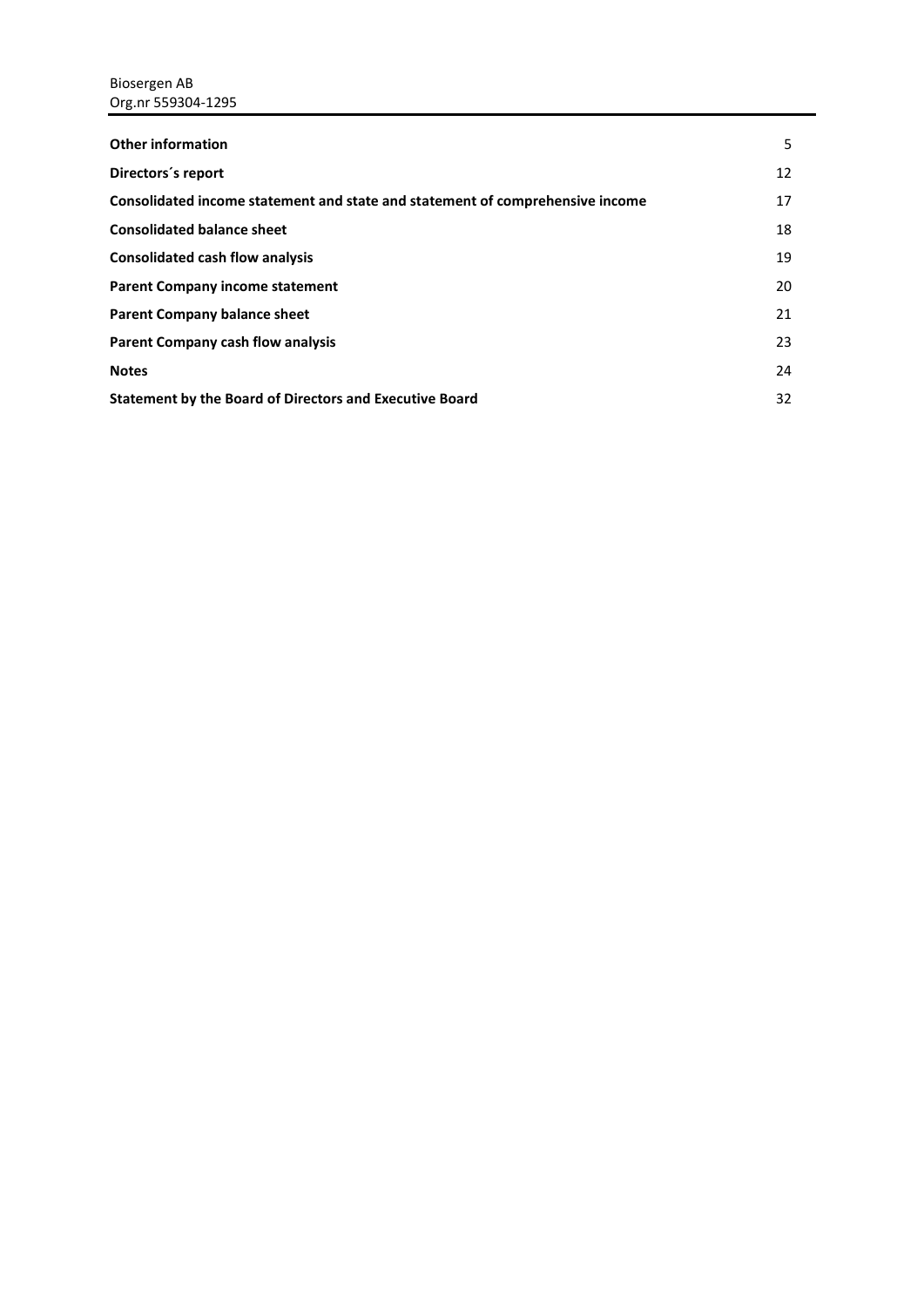| | |
|---|---|
| **Other information** | 5 |
| **Directors´s report** | 12 |
| **Consolidated income statement and state and statement of comprehensive income** | 17 |
| **Consolidated balance sheet** | 18 |
| **Consolidated cash flow analysis** | 19 |
| **Parent Company income statement** | 20 |
| **Parent Company balance sheet** | 21 |
| **Parent Company cash flow analysis** | 23 |
| **Notes** | 24 |
| **Statement by the Board of Directors and Executive Board** | 32 |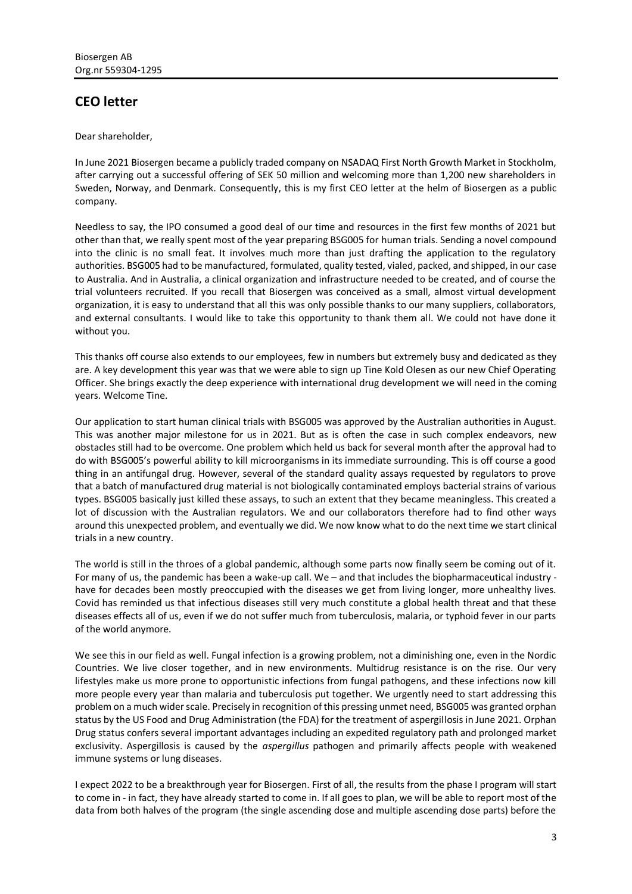# CEO letter

Dear shareholder,

In June 2021 Biosergen became a publicly traded company on NSADAQ First North Growth Market in Stockholm, after carrying out a successful offering of SEK 50 million and welcoming more than 1,200 new shareholders in Sweden, Norway, and Denmark. Consequently, this is my first CEO letter at the helm of Biosergen as a public company.

Needless to say, the IPO consumed a good deal of our time and resources in the first few months of 2021 but other than that, we really spent most of the year preparing BSG005 for human trials. Sending a novel compound into the clinic is no small feat. It involves much more than just drafting the application to the regulatory authorities. BSG005 had to be manufactured, formulated, quality tested, vialed, packed, and shipped, in our case to Australia. And in Australia, a clinical organization and infrastructure needed to be created, and of course the trial volunteers recruited. If you recall that Biosergen was conceived as a small, almost virtual development organization, it is easy to understand that all this was only possible thanks to our many suppliers, collaborators, and external consultants. I would like to take this opportunity to thank them all. We could not have done it without you.

This thanks off course also extends to our employees, few in numbers but extremely busy and dedicated as they are. A key development this year was that we were able to sign up Tine Kold Olesen as our new Chief Operating Officer. She brings exactly the deep experience with international drug development we will need in the coming years. Welcome Tine.

Our application to start human clinical trials with BSG005 was approved by the Australian authorities in August. This was another major milestone for us in 2021. But as is often the case in such complex endeavors, new obstacles still had to be overcome. One problem which held us back for several month after the approval had to do with BSG005's powerful ability to kill microorganisms in its immediate surrounding. This is off course a good thing in an antifungal drug. However, several of the standard quality assays requested by regulators to prove that a batch of manufactured drug material is not biologically contaminated employs bacterial strains of various types. BSG005 basically just killed these assays, to such an extent that they became meaningless. This created a lot of discussion with the Australian regulators. We and our collaborators therefore had to find other ways around this unexpected problem, and eventually we did. We now know what to do the next time we start clinical trials in a new country.

The world is still in the throes of a global pandemic, although some parts now finally seem be coming out of it. For many of us, the pandemic has been a wake-up call. We – and that includes the biopharmaceutical industry - have for decades been mostly preoccupied with the diseases we get from living longer, more unhealthy lives. Covid has reminded us that infectious diseases still very much constitute a global health threat and that these diseases effects all of us, even if we do not suffer much from tuberculosis, malaria, or typhoid fever in our parts of the world anymore.

We see this in our field as well. Fungal infection is a growing problem, not a diminishing one, even in the Nordic Countries. We live closer together, and in new environments. Multidrug resistance is on the rise. Our very lifestyles make us more prone to opportunistic infections from fungal pathogens, and these infections now kill more people every year than malaria and tuberculosis put together. We urgently need to start addressing this problem on a much wider scale. Precisely in recognition of this pressing unmet need, BSG005 was granted orphan status by the US Food and Drug Administration (the FDA) for the treatment of aspergillosis in June 2021. Orphan Drug status confers several important advantages including an expedited regulatory path and prolonged market exclusivity. Aspergillosis is caused by the *aspergillus* pathogen and primarily affects people with weakened immune systems or lung diseases.

I expect 2022 to be a breakthrough year for Biosergen. First of all, the results from the phase I program will start to come in - in fact, they have already started to come in. If all goes to plan, we will be able to report most of the data from both halves of the program (the single ascending dose and multiple ascending dose parts) before the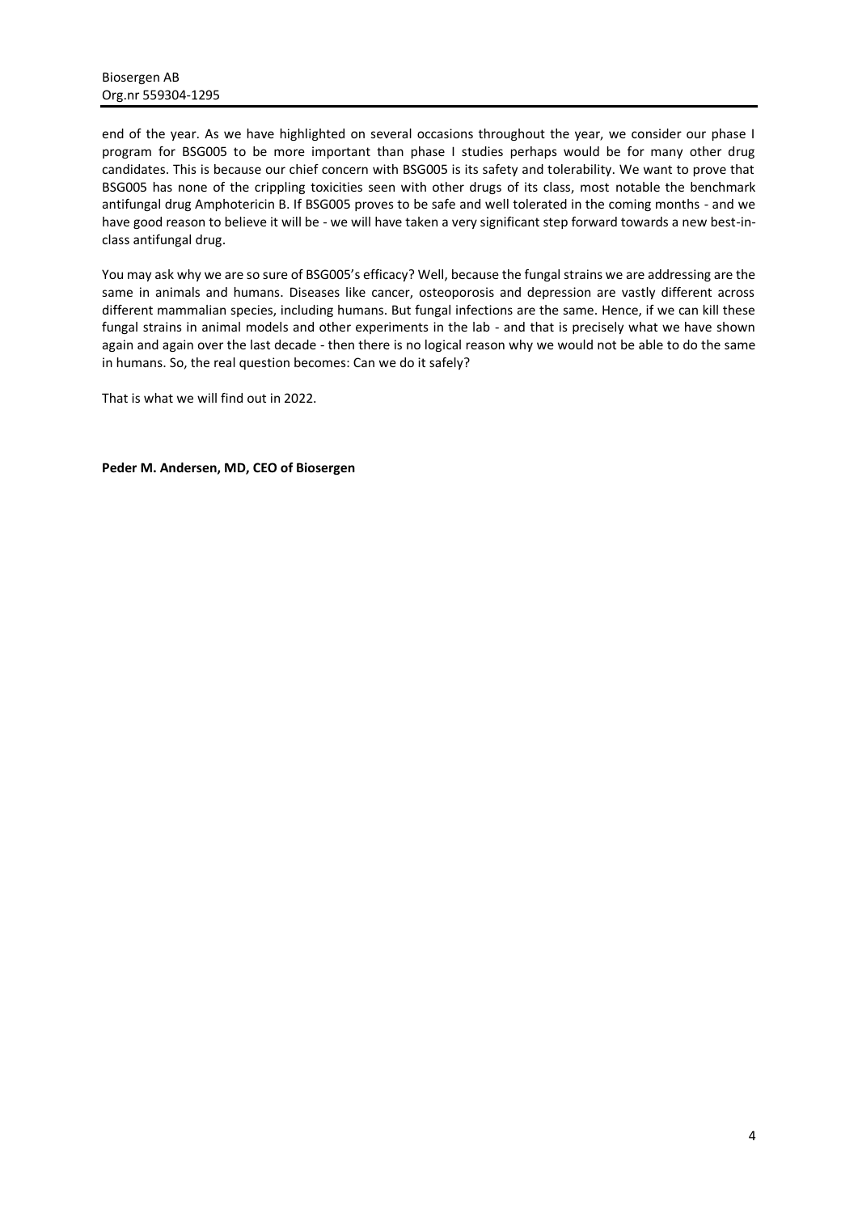end of the year. As we have highlighted on several occasions throughout the year, we consider our phase I program for BSG005 to be more important than phase I studies perhaps would be for many other drug candidates. This is because our chief concern with BSG005 is its safety and tolerability. We want to prove that BSG005 has none of the crippling toxicities seen with other drugs of its class, most notable the benchmark antifungal drug Amphotericin B. If BSG005 proves to be safe and well tolerated in the coming months - and we have good reason to believe it will be - we will have taken a very significant step forward towards a new best-in-class antifungal drug.

You may ask why we are so sure of BSG005's efficacy? Well, because the fungal strains we are addressing are the same in animals and humans. Diseases like cancer, osteoporosis and depression are vastly different across different mammalian species, including humans. But fungal infections are the same. Hence, if we can kill these fungal strains in animal models and other experiments in the lab - and that is precisely what we have shown again and again over the last decade - then there is no logical reason why we would not be able to do the same in humans. So, the real question becomes: Can we do it safely?

That is what we will find out in 2022.

**Peder M. Andersen, MD, CEO of Biosergen**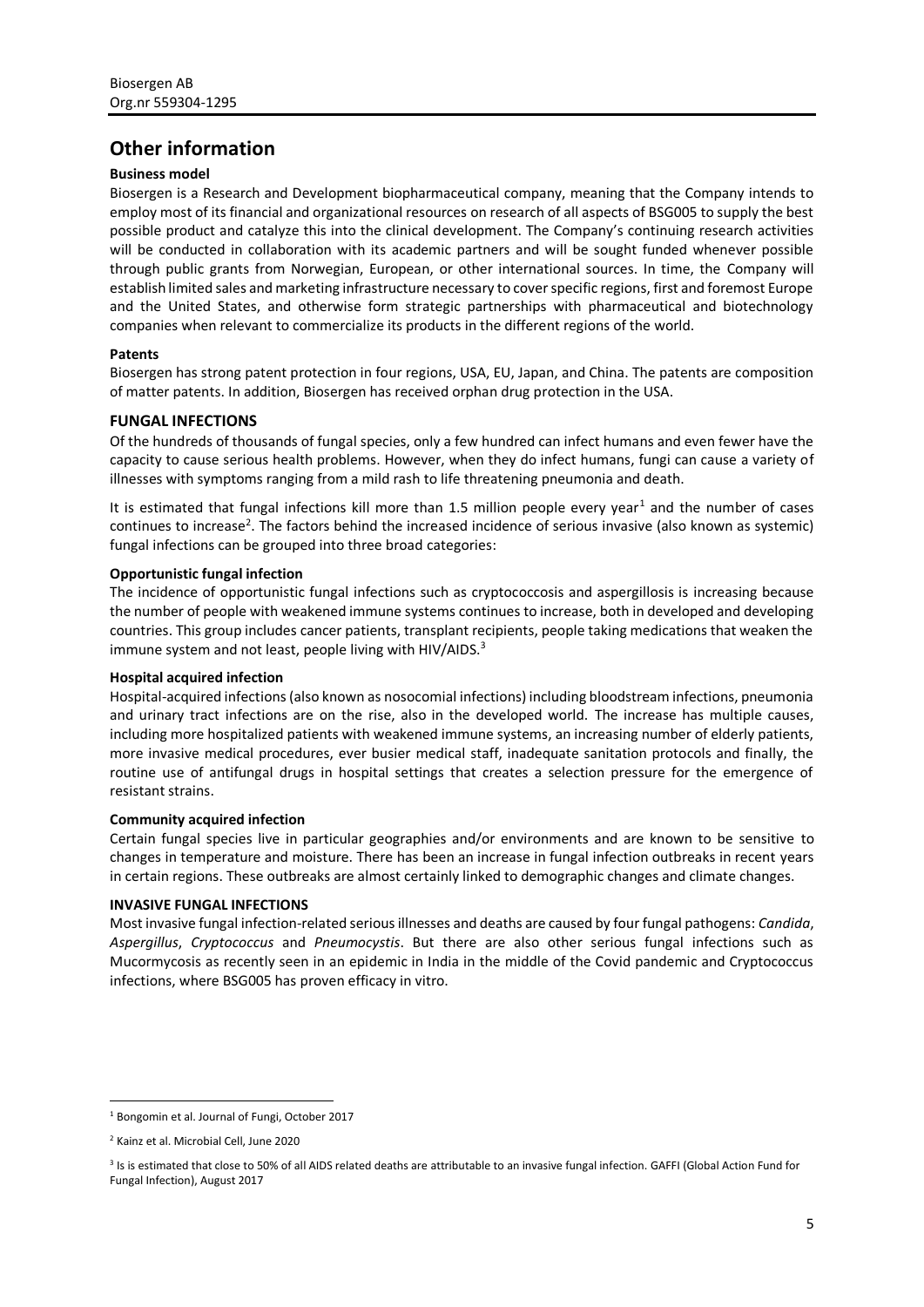# Other information

**Business model**

Biosergen is a Research and Development biopharmaceutical company, meaning that the Company intends to employ most of its financial and organizational resources on research of all aspects of BSG005 to supply the best possible product and catalyze this into the clinical development. The Company's continuing research activities will be conducted in collaboration with its academic partners and will be sought funded whenever possible through public grants from Norwegian, European, or other international sources. In time, the Company will establish limited sales and marketing infrastructure necessary to cover specific regions, first and foremost Europe and the United States, and otherwise form strategic partnerships with pharmaceutical and biotechnology companies when relevant to commercialize its products in the different regions of the world.

**Patents**

Biosergen has strong patent protection in four regions, USA, EU, Japan, and China. The patents are composition of matter patents. In addition, Biosergen has received orphan drug protection in the USA.

## FUNGAL INFECTIONS

Of the hundreds of thousands of fungal species, only a few hundred can infect humans and even fewer have the capacity to cause serious health problems. However, when they do infect humans, fungi can cause a variety of illnesses with symptoms ranging from a mild rash to life threatening pneumonia and death.

It is estimated that fungal infections kill more than 1.5 million people every year[1] and the number of cases continues to increase[2]. The factors behind the increased incidence of serious invasive (also known as systemic) fungal infections can be grouped into three broad categories:

**Opportunistic fungal infection**

The incidence of opportunistic fungal infections such as cryptococcosis and aspergillosis is increasing because the number of people with weakened immune systems continues to increase, both in developed and developing countries. This group includes cancer patients, transplant recipients, people taking medications that weaken the immune system and not least, people living with HIV/AIDS.[3]

**Hospital acquired infection**

Hospital-acquired infections (also known as nosocomial infections) including bloodstream infections, pneumonia and urinary tract infections are on the rise, also in the developed world. The increase has multiple causes, including more hospitalized patients with weakened immune systems, an increasing number of elderly patients, more invasive medical procedures, ever busier medical staff, inadequate sanitation protocols and finally, the routine use of antifungal drugs in hospital settings that creates a selection pressure for the emergence of resistant strains.

**Community acquired infection**

Certain fungal species live in particular geographies and/or environments and are known to be sensitive to changes in temperature and moisture. There has been an increase in fungal infection outbreaks in recent years in certain regions. These outbreaks are almost certainly linked to demographic changes and climate changes.

**INVASIVE FUNGAL INFECTIONS**

Most invasive fungal infection-related serious illnesses and deaths are caused by four fungal pathogens: *Candida*, *Aspergillus*, *Cryptococcus* and *Pneumocystis*. But there are also other serious fungal infections such as Mucormycosis as recently seen in an epidemic in India in the middle of the Covid pandemic and Cryptococcus infections, where BSG005 has proven efficacy in vitro.

---

[1] Bongomin et al. Journal of Fungi, October 2017

[2] Kainz et al. Microbial Cell, June 2020

[3] Is is estimated that close to 50% of all AIDS related deaths are attributable to an invasive fungal infection. GAFFI (Global Action Fund for Fungal Infection), August 2017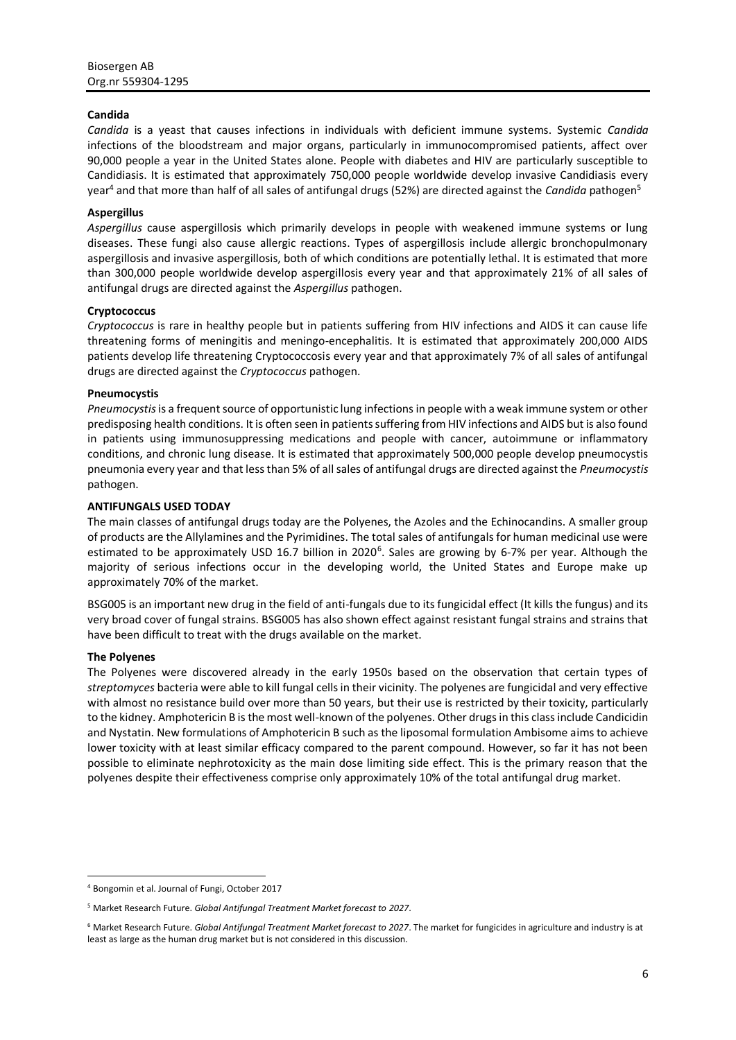### Candida

*Candida* is a yeast that causes infections in individuals with deficient immune systems. Systemic *Candida* infections of the bloodstream and major organs, particularly in immunocompromised patients, affect over 90,000 people a year in the United States alone. People with diabetes and HIV are particularly susceptible to Candidiasis. It is estimated that approximately 750,000 people worldwide develop invasive Candidiasis every year[4] and that more than half of all sales of antifungal drugs (52%) are directed against the *Candida* pathogen[5]

### Aspergillus

*Aspergillus* cause aspergillosis which primarily develops in people with weakened immune systems or lung diseases. These fungi also cause allergic reactions. Types of aspergillosis include allergic bronchopulmonary aspergillosis and invasive aspergillosis, both of which conditions are potentially lethal. It is estimated that more than 300,000 people worldwide develop aspergillosis every year and that approximately 21% of all sales of antifungal drugs are directed against the *Aspergillus* pathogen.

### Cryptococcus

*Cryptococcus* is rare in healthy people but in patients suffering from HIV infections and AIDS it can cause life threatening forms of meningitis and meningo-encephalitis. It is estimated that approximately 200,000 AIDS patients develop life threatening Cryptococcosis every year and that approximately 7% of all sales of antifungal drugs are directed against the *Cryptococcus* pathogen.

### Pneumocystis

*Pneumocystis* is a frequent source of opportunistic lung infections in people with a weak immune system or other predisposing health conditions. It is often seen in patients suffering from HIV infections and AIDS but is also found in patients using immunosuppressing medications and people with cancer, autoimmune or inflammatory conditions, and chronic lung disease. It is estimated that approximately 500,000 people develop pneumocystis pneumonia every year and that less than 5% of all sales of antifungal drugs are directed against the *Pneumocystis* pathogen.

## ANTIFUNGALS USED TODAY

The main classes of antifungal drugs today are the Polyenes, the Azoles and the Echinocandins. A smaller group of products are the Allylamines and the Pyrimidines. The total sales of antifungals for human medicinal use were estimated to be approximately USD 16.7 billion in 2020[6]. Sales are growing by 6-7% per year. Although the majority of serious infections occur in the developing world, the United States and Europe make up approximately 70% of the market.

BSG005 is an important new drug in the field of anti-fungals due to its fungicidal effect (It kills the fungus) and its very broad cover of fungal strains. BSG005 has also shown effect against resistant fungal strains and strains that have been difficult to treat with the drugs available on the market.

### The Polyenes

The Polyenes were discovered already in the early 1950s based on the observation that certain types of *streptomyces* bacteria were able to kill fungal cells in their vicinity. The polyenes are fungicidal and very effective with almost no resistance build over more than 50 years, but their use is restricted by their toxicity, particularly to the kidney. Amphotericin B is the most well-known of the polyenes. Other drugs in this class include Candicidin and Nystatin. New formulations of Amphotericin B such as the liposomal formulation Ambisome aims to achieve lower toxicity with at least similar efficacy compared to the parent compound. However, so far it has not been possible to eliminate nephrotoxicity as the main dose limiting side effect. This is the primary reason that the polyenes despite their effectiveness comprise only approximately 10% of the total antifungal drug market.

---

[4] Bongomin et al. Journal of Fungi, October 2017

[5] Market Research Future. *Global Antifungal Treatment Market forecast to 2027*.

[6] Market Research Future. *Global Antifungal Treatment Market forecast to 2027*. The market for fungicides in agriculture and industry is at least as large as the human drug market but is not considered in this discussion.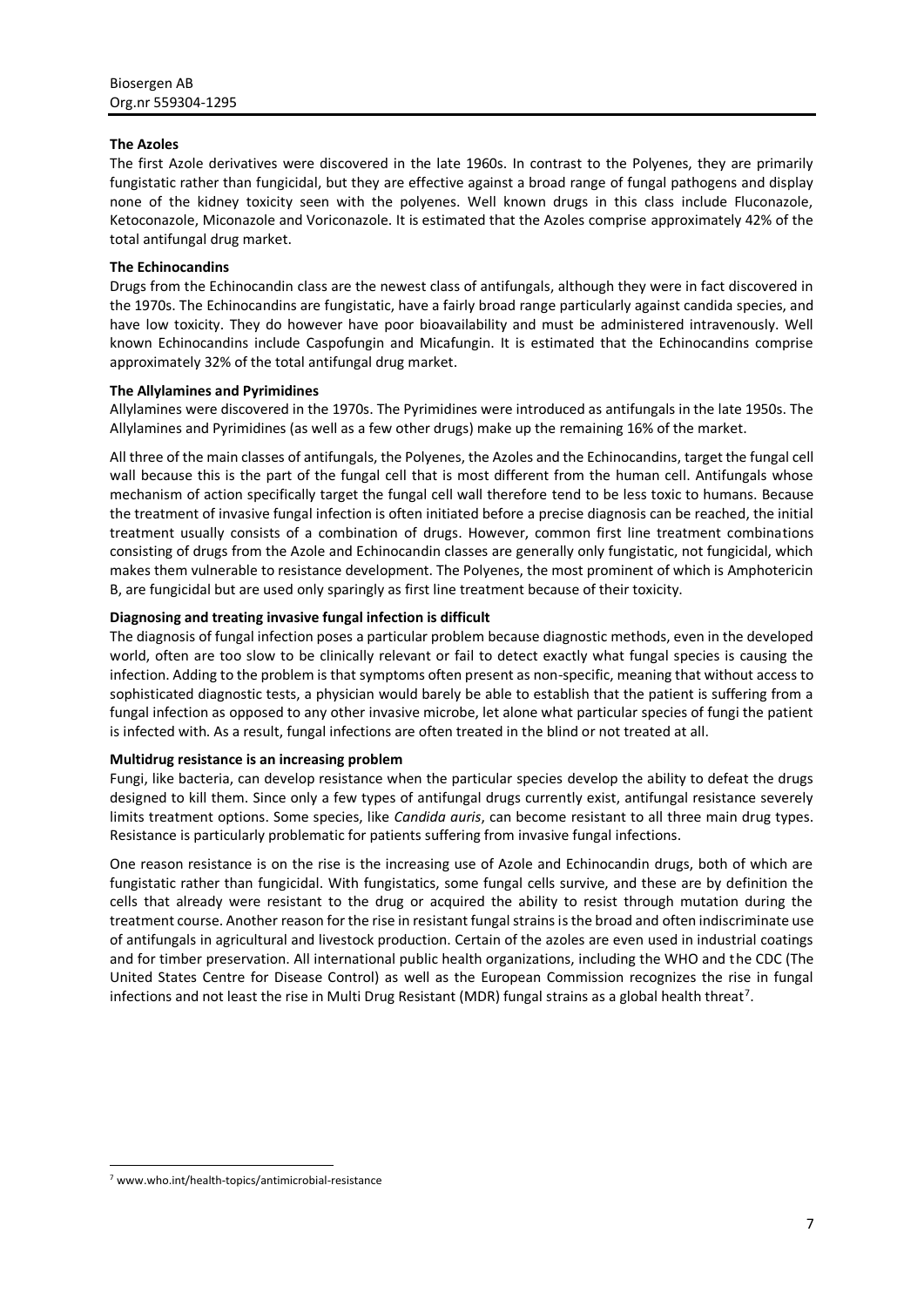**The Azoles**

The first Azole derivatives were discovered in the late 1960s. In contrast to the Polyenes, they are primarily fungistatic rather than fungicidal, but they are effective against a broad range of fungal pathogens and display none of the kidney toxicity seen with the polyenes. Well known drugs in this class include Fluconazole, Ketoconazole, Miconazole and Voriconazole. It is estimated that the Azoles comprise approximately 42% of the total antifungal drug market.

**The Echinocandins**

Drugs from the Echinocandin class are the newest class of antifungals, although they were in fact discovered in the 1970s. The Echinocandins are fungistatic, have a fairly broad range particularly against candida species, and have low toxicity. They do however have poor bioavailability and must be administered intravenously. Well known Echinocandins include Caspofungin and Micafungin. It is estimated that the Echinocandins comprise approximately 32% of the total antifungal drug market.

**The Allylamines and Pyrimidines**

Allylamines were discovered in the 1970s. The Pyrimidines were introduced as antifungals in the late 1950s. The Allylamines and Pyrimidines (as well as a few other drugs) make up the remaining 16% of the market.

All three of the main classes of antifungals, the Polyenes, the Azoles and the Echinocandins, target the fungal cell wall because this is the part of the fungal cell that is most different from the human cell. Antifungals whose mechanism of action specifically target the fungal cell wall therefore tend to be less toxic to humans. Because the treatment of invasive fungal infection is often initiated before a precise diagnosis can be reached, the initial treatment usually consists of a combination of drugs. However, common first line treatment combinations consisting of drugs from the Azole and Echinocandin classes are generally only fungistatic, not fungicidal, which makes them vulnerable to resistance development. The Polyenes, the most prominent of which is Amphotericin B, are fungicidal but are used only sparingly as first line treatment because of their toxicity.

**Diagnosing and treating invasive fungal infection is difficult**

The diagnosis of fungal infection poses a particular problem because diagnostic methods, even in the developed world, often are too slow to be clinically relevant or fail to detect exactly what fungal species is causing the infection. Adding to the problem is that symptoms often present as non-specific, meaning that without access to sophisticated diagnostic tests, a physician would barely be able to establish that the patient is suffering from a fungal infection as opposed to any other invasive microbe, let alone what particular species of fungi the patient is infected with. As a result, fungal infections are often treated in the blind or not treated at all.

**Multidrug resistance is an increasing problem**

Fungi, like bacteria, can develop resistance when the particular species develop the ability to defeat the drugs designed to kill them. Since only a few types of antifungal drugs currently exist, antifungal resistance severely limits treatment options. Some species, like *Candida auris*, can become resistant to all three main drug types. Resistance is particularly problematic for patients suffering from invasive fungal infections.

One reason resistance is on the rise is the increasing use of Azole and Echinocandin drugs, both of which are fungistatic rather than fungicidal. With fungistatics, some fungal cells survive, and these are by definition the cells that already were resistant to the drug or acquired the ability to resist through mutation during the treatment course. Another reason for the rise in resistant fungal strains is the broad and often indiscriminate use of antifungals in agricultural and livestock production. Certain of the azoles are even used in industrial coatings and for timber preservation. All international public health organizations, including the WHO and the CDC (The United States Centre for Disease Control) as well as the European Commission recognizes the rise in fungal infections and not least the rise in Multi Drug Resistant (MDR) fungal strains as a global health threat[7].

---

[7] www.who.int/health-topics/antimicrobial-resistance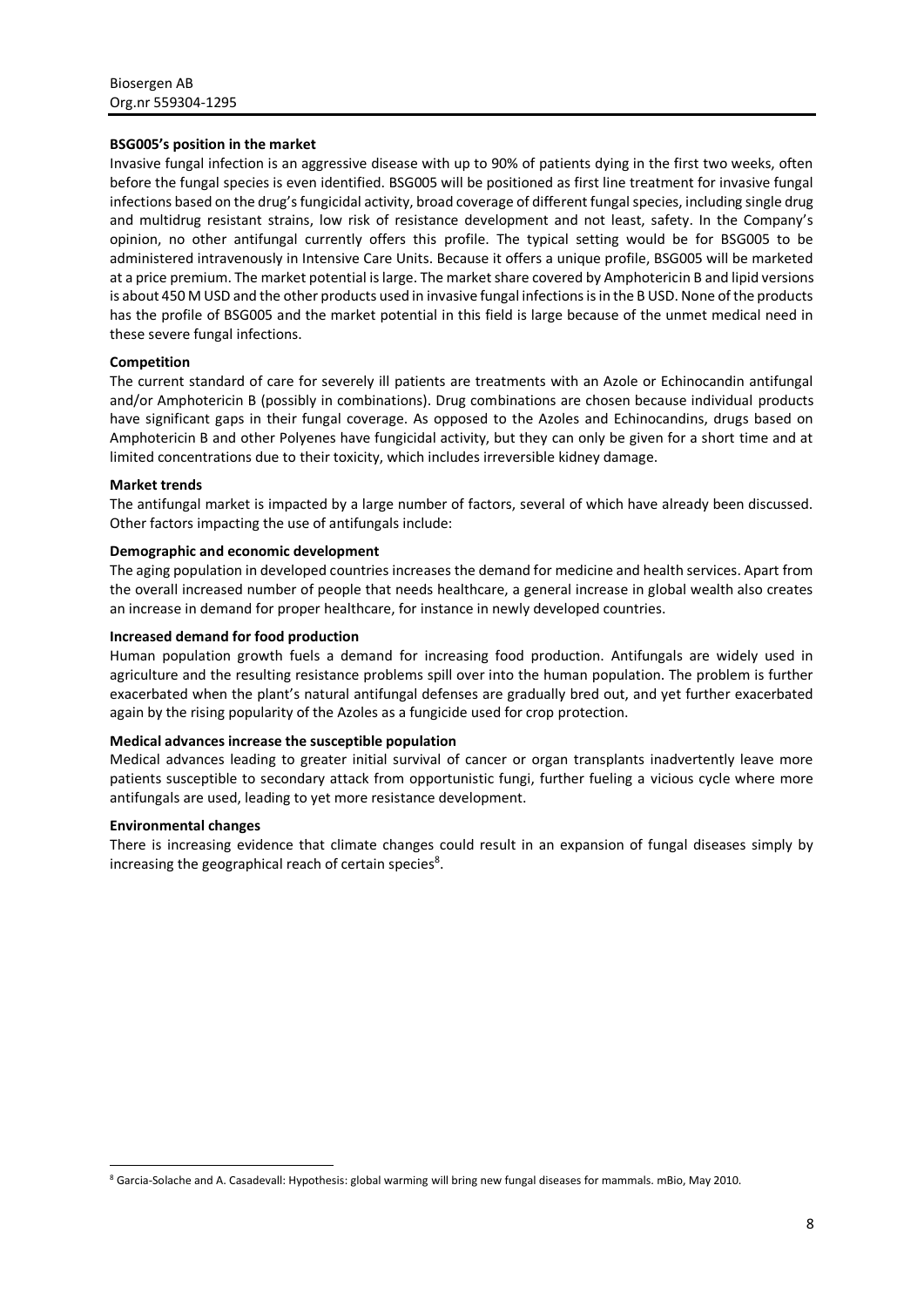**BSG005's position in the market**

Invasive fungal infection is an aggressive disease with up to 90% of patients dying in the first two weeks, often before the fungal species is even identified. BSG005 will be positioned as first line treatment for invasive fungal infections based on the drug's fungicidal activity, broad coverage of different fungal species, including single drug and multidrug resistant strains, low risk of resistance development and not least, safety. In the Company's opinion, no other antifungal currently offers this profile. The typical setting would be for BSG005 to be administered intravenously in Intensive Care Units. Because it offers a unique profile, BSG005 will be marketed at a price premium. The market potential is large. The market share covered by Amphotericin B and lipid versions is about 450 M USD and the other products used in invasive fungal infections is in the B USD. None of the products has the profile of BSG005 and the market potential in this field is large because of the unmet medical need in these severe fungal infections.

**Competition**

The current standard of care for severely ill patients are treatments with an Azole or Echinocandin antifungal and/or Amphotericin B (possibly in combinations). Drug combinations are chosen because individual products have significant gaps in their fungal coverage. As opposed to the Azoles and Echinocandins, drugs based on Amphotericin B and other Polyenes have fungicidal activity, but they can only be given for a short time and at limited concentrations due to their toxicity, which includes irreversible kidney damage.

**Market trends**

The antifungal market is impacted by a large number of factors, several of which have already been discussed. Other factors impacting the use of antifungals include:

**Demographic and economic development**

The aging population in developed countries increases the demand for medicine and health services. Apart from the overall increased number of people that needs healthcare, a general increase in global wealth also creates an increase in demand for proper healthcare, for instance in newly developed countries.

**Increased demand for food production**

Human population growth fuels a demand for increasing food production. Antifungals are widely used in agriculture and the resulting resistance problems spill over into the human population. The problem is further exacerbated when the plant's natural antifungal defenses are gradually bred out, and yet further exacerbated again by the rising popularity of the Azoles as a fungicide used for crop protection.

**Medical advances increase the susceptible population**

Medical advances leading to greater initial survival of cancer or organ transplants inadvertently leave more patients susceptible to secondary attack from opportunistic fungi, further fueling a vicious cycle where more antifungals are used, leading to yet more resistance development.

**Environmental changes**

There is increasing evidence that climate changes could result in an expansion of fungal diseases simply by increasing the geographical reach of certain species[8].

[8] Garcia-Solache and A. Casadevall: Hypothesis: global warming will bring new fungal diseases for mammals. mBio, May 2010.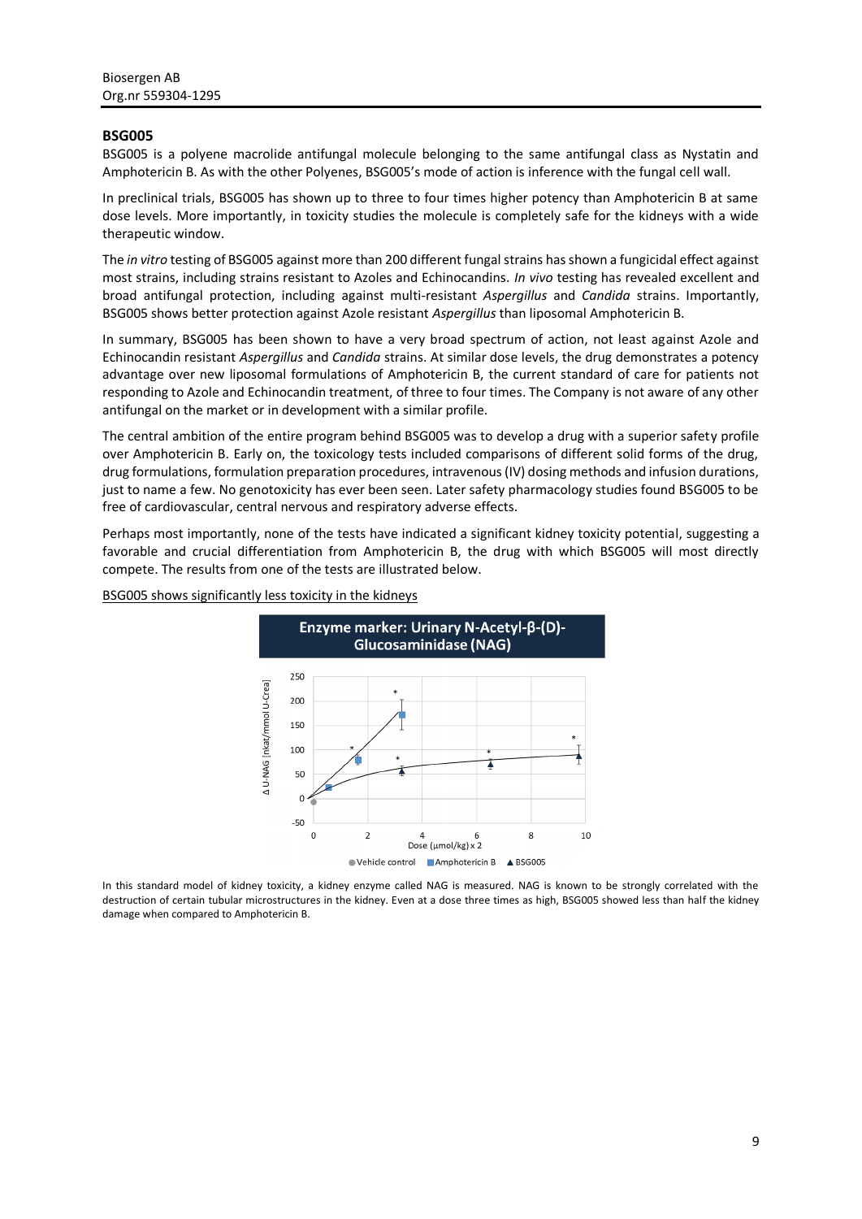## BSG005

BSG005 is a polyene macrolide antifungal molecule belonging to the same antifungal class as Nystatin and Amphotericin B. As with the other Polyenes, BSG005's mode of action is inference with the fungal cell wall.

In preclinical trials, BSG005 has shown up to three to four times higher potency than Amphotericin B at same dose levels. More importantly, in toxicity studies the molecule is completely safe for the kidneys with a wide therapeutic window.

The *in vitro* testing of BSG005 against more than 200 different fungal strains has shown a fungicidal effect against most strains, including strains resistant to Azoles and Echinocandins. *In vivo* testing has revealed excellent and broad antifungal protection, including against multi-resistant *Aspergillus* and *Candida* strains. Importantly, BSG005 shows better protection against Azole resistant *Aspergillus* than liposomal Amphotericin B.

In summary, BSG005 has been shown to have a very broad spectrum of action, not least against Azole and Echinocandin resistant *Aspergillus* and *Candida* strains. At similar dose levels, the drug demonstrates a potency advantage over new liposomal formulations of Amphotericin B, the current standard of care for patients not responding to Azole and Echinocandin treatment, of three to four times. The Company is not aware of any other antifungal on the market or in development with a similar profile.

The central ambition of the entire program behind BSG005 was to develop a drug with a superior safety profile over Amphotericin B. Early on, the toxicology tests included comparisons of different solid forms of the drug, drug formulations, formulation preparation procedures, intravenous (IV) dosing methods and infusion durations, just to name a few. No genotoxicity has ever been seen. Later safety pharmacology studies found BSG005 to be free of cardiovascular, central nervous and respiratory adverse effects.

Perhaps most importantly, none of the tests have indicated a significant kidney toxicity potential, suggesting a favorable and crucial differentiation from Amphotericin B, the drug with which BSG005 will most directly compete. The results from one of the tests are illustrated below.

BSG005 shows significantly less toxicity in the kidneys

**Enzyme marker: Urinary N-Acetyl-β-(D)-Glucosaminidase (NAG)**

In this standard model of kidney toxicity, a kidney enzyme called NAG is measured. NAG is known to be strongly correlated with the destruction of certain tubular microstructures in the kidney. Even at a dose three times as high, BSG005 showed less than half the kidney damage when compared to Amphotericin B.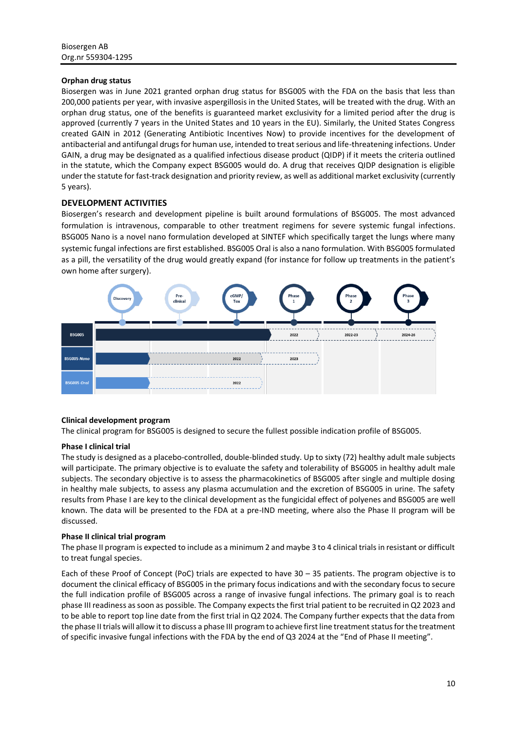### Orphan drug status

Biosergen was in June 2021 granted orphan drug status for BSG005 with the FDA on the basis that less than 200,000 patients per year, with invasive aspergillosis in the United States, will be treated with the drug. With an orphan drug status, one of the benefits is guaranteed market exclusivity for a limited period after the drug is approved (currently 7 years in the United States and 10 years in the EU). Similarly, the United States Congress created GAIN in 2012 (Generating Antibiotic Incentives Now) to provide incentives for the development of antibacterial and antifungal drugs for human use, intended to treat serious and life-threatening infections. Under GAIN, a drug may be designated as a qualified infectious disease product (QIDP) if it meets the criteria outlined in the statute, which the Company expect BSG005 would do. A drug that receives QIDP designation is eligible under the statute for fast-track designation and priority review, as well as additional market exclusivity (currently 5 years).

## DEVELOPMENT ACTIVITIES

Biosergen's research and development pipeline is built around formulations of BSG005. The most advanced formulation is intravenous, comparable to other treatment regimens for severe systemic fungal infections. BSG005 Nano is a novel nano formulation developed at SINTEF which specifically target the lungs where many systemic fungal infections are first established. BSG005 Oral is also a nano formulation. With BSG005 formulated as a pill, the versatility of the drug would greatly expand (for instance for follow up treatments in the patient's own home after surgery).

| | Discovery | Pre-clinical | cGMP/Tox | Phase 1 | Phase 2 | Phase 3 |
|---|---|---|---|---|---|---|
| BSG005 | | | | 2022 | 2022-23 | 2024-26 |
| BSG005 *Nano* | | | 2022 | 2023 | | |
| BSG005 *Oral* | | | 2022 | | | |

### Clinical development program

The clinical program for BSG005 is designed to secure the fullest possible indication profile of BSG005.

### Phase I clinical trial

The study is designed as a placebo-controlled, double-blinded study. Up to sixty (72) healthy adult male subjects will participate. The primary objective is to evaluate the safety and tolerability of BSG005 in healthy adult male subjects. The secondary objective is to assess the pharmacokinetics of BSG005 after single and multiple dosing in healthy male subjects, to assess any plasma accumulation and the excretion of BSG005 in urine. The safety results from Phase I are key to the clinical development as the fungicidal effect of polyenes and BSG005 are well known. The data will be presented to the FDA at a pre-IND meeting, where also the Phase II program will be discussed.

### Phase II clinical trial program

The phase II program is expected to include as a minimum 2 and maybe 3 to 4 clinical trials in resistant or difficult to treat fungal species.

Each of these Proof of Concept (PoC) trials are expected to have 30 – 35 patients. The program objective is to document the clinical efficacy of BSG005 in the primary focus indications and with the secondary focus to secure the full indication profile of BSG005 across a range of invasive fungal infections. The primary goal is to reach phase III readiness as soon as possible. The Company expects the first trial patient to be recruited in Q2 2023 and to be able to report top line date from the first trial in Q2 2024. The Company further expects that the data from the phase II trials will allow it to discuss a phase III program to achieve first line treatment status for the treatment of specific invasive fungal infections with the FDA by the end of Q3 2024 at the "End of Phase II meeting".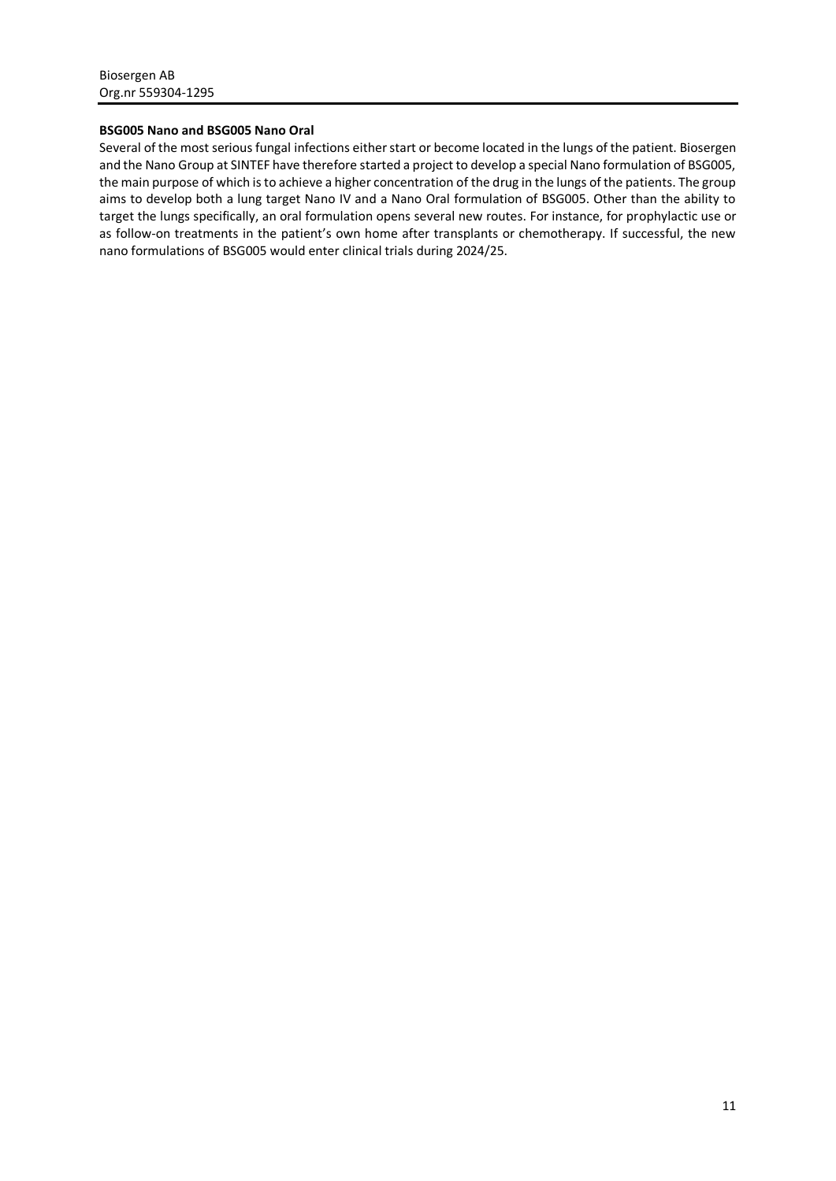### BSG005 Nano and BSG005 Nano Oral

Several of the most serious fungal infections either start or become located in the lungs of the patient. Biosergen and the Nano Group at SINTEF have therefore started a project to develop a special Nano formulation of BSG005, the main purpose of which is to achieve a higher concentration of the drug in the lungs of the patients. The group aims to develop both a lung target Nano IV and a Nano Oral formulation of BSG005. Other than the ability to target the lungs specifically, an oral formulation opens several new routes. For instance, for prophylactic use or as follow-on treatments in the patient's own home after transplants or chemotherapy. If successful, the new nano formulations of BSG005 would enter clinical trials during 2024/25.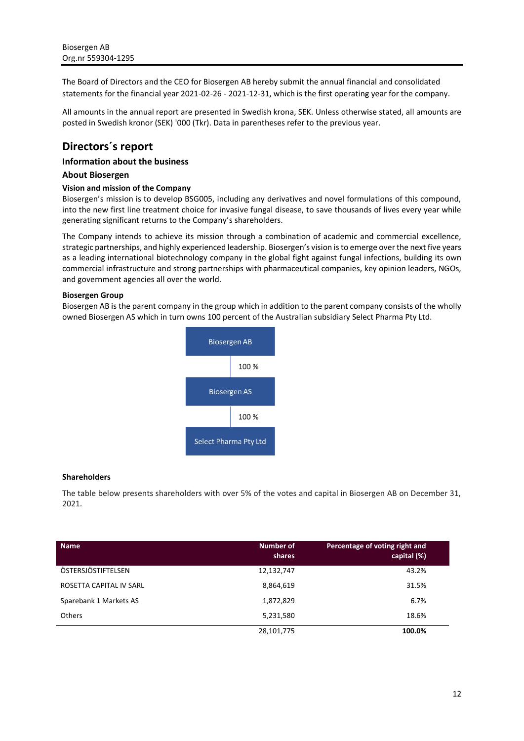Biosergen AB
Org.nr 559304-1295

The Board of Directors and the CEO for Biosergen AB hereby submit the annual financial and consolidated statements for the financial year 2021-02-26 - 2021-12-31, which is the first operating year for the company.

All amounts in the annual report are presented in Swedish krona, SEK. Unless otherwise stated, all amounts are posted in Swedish kronor (SEK) '000 (Tkr). Data in parentheses refer to the previous year.

# Directors´s report

### Information about the business

### About Biosergen

#### Vision and mission of the Company

Biosergen's mission is to develop BSG005, including any derivatives and novel formulations of this compound, into the new first line treatment choice for invasive fungal disease, to save thousands of lives every year while generating significant returns to the Company's shareholders.

The Company intends to achieve its mission through a combination of academic and commercial excellence, strategic partnerships, and highly experienced leadership. Biosergen's vision is to emerge over the next five years as a leading international biotechnology company in the global fight against fungal infections, building its own commercial infrastructure and strong partnerships with pharmaceutical companies, key opinion leaders, NGOs, and government agencies all over the world.

#### Biosergen Group

Biosergen AB is the parent company in the group which in addition to the parent company consists of the wholly owned Biosergen AS which in turn owns 100 percent of the Australian subsidiary Select Pharma Pty Ltd.

Biosergen AB
100 %
Biosergen AS
100 %
Select Pharma Pty Ltd

#### Shareholders

The table below presents shareholders with over 5% of the votes and capital in Biosergen AB on December 31, 2021.

| Name | Number of shares | Percentage of voting right and capital (%) |
|---|---|---|
| ÖSTERSJÖSTIFTELSEN | 12,132,747 | 43.2% |
| ROSETTA CAPITAL IV SARL | 8,864,619 | 31.5% |
| Sparebank 1 Markets AS | 1,872,829 | 6.7% |
| Others | 5,231,580 | 18.6% |
| | 28,101,775 | **100.0%** |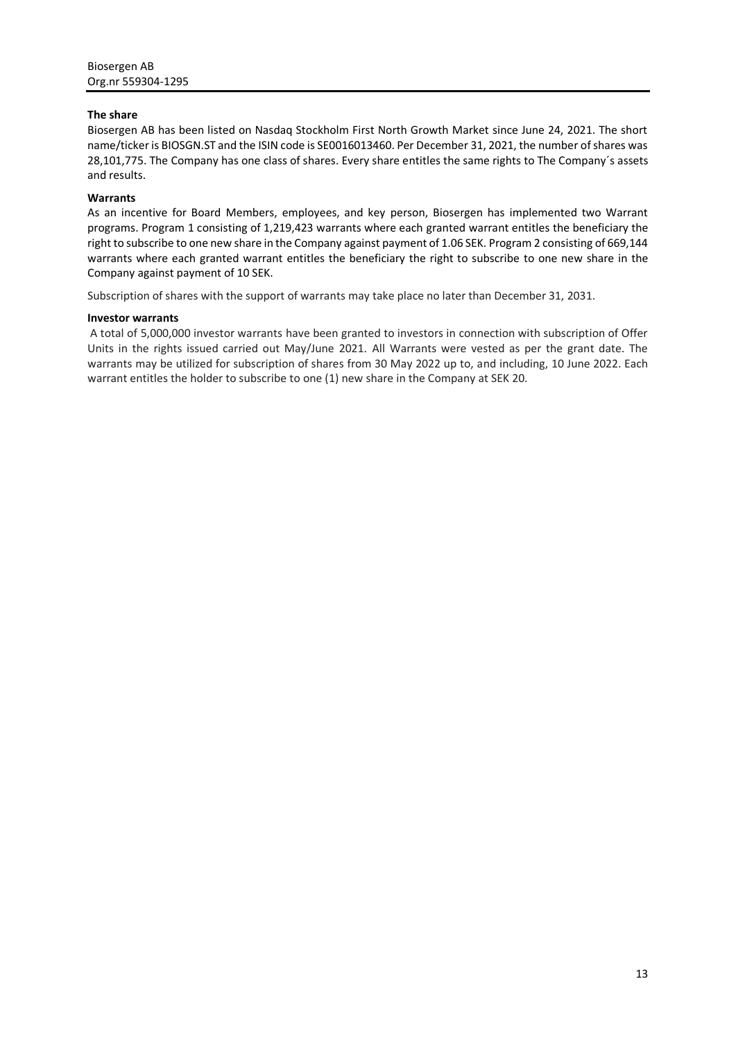### The share

Biosergen AB has been listed on Nasdaq Stockholm First North Growth Market since June 24, 2021. The short name/ticker is BIOSGN.ST and the ISIN code is SE0016013460. Per December 31, 2021, the number of shares was 28,101,775. The Company has one class of shares. Every share entitles the same rights to The Company´s assets and results.

### Warrants

As an incentive for Board Members, employees, and key person, Biosergen has implemented two Warrant programs. Program 1 consisting of 1,219,423 warrants where each granted warrant entitles the beneficiary the right to subscribe to one new share in the Company against payment of 1.06 SEK. Program 2 consisting of 669,144 warrants where each granted warrant entitles the beneficiary the right to subscribe to one new share in the Company against payment of 10 SEK.

Subscription of shares with the support of warrants may take place no later than December 31, 2031.

### Investor warrants

A total of 5,000,000 investor warrants have been granted to investors in connection with subscription of Offer Units in the rights issued carried out May/June 2021. All Warrants were vested as per the grant date. The warrants may be utilized for subscription of shares from 30 May 2022 up to, and including, 10 June 2022. Each warrant entitles the holder to subscribe to one (1) new share in the Company at SEK 20.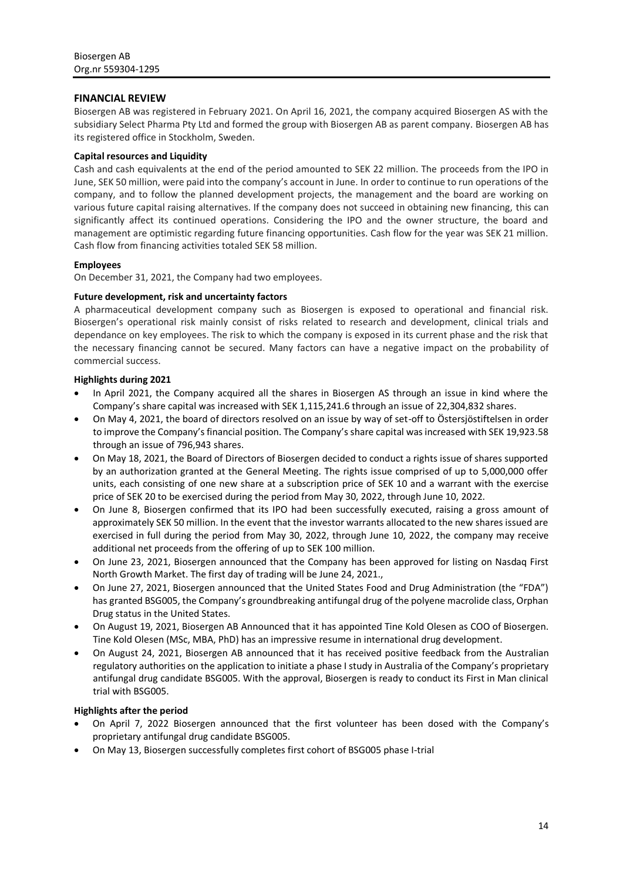## FINANCIAL REVIEW

Biosergen AB was registered in February 2021. On April 16, 2021, the company acquired Biosergen AS with the subsidiary Select Pharma Pty Ltd and formed the group with Biosergen AB as parent company. Biosergen AB has its registered office in Stockholm, Sweden.

### Capital resources and Liquidity

Cash and cash equivalents at the end of the period amounted to SEK 22 million. The proceeds from the IPO in June, SEK 50 million, were paid into the company's account in June. In order to continue to run operations of the company, and to follow the planned development projects, the management and the board are working on various future capital raising alternatives. If the company does not succeed in obtaining new financing, this can significantly affect its continued operations. Considering the IPO and the owner structure, the board and management are optimistic regarding future financing opportunities. Cash flow for the year was SEK 21 million. Cash flow from financing activities totaled SEK 58 million.

### Employees

On December 31, 2021, the Company had two employees.

### Future development, risk and uncertainty factors

A pharmaceutical development company such as Biosergen is exposed to operational and financial risk. Biosergen's operational risk mainly consist of risks related to research and development, clinical trials and dependance on key employees. The risk to which the company is exposed in its current phase and the risk that the necessary financing cannot be secured. Many factors can have a negative impact on the probability of commercial success.

### Highlights during 2021

- In April 2021, the Company acquired all the shares in Biosergen AS through an issue in kind where the Company's share capital was increased with SEK 1,115,241.6 through an issue of 22,304,832 shares.
- On May 4, 2021, the board of directors resolved on an issue by way of set-off to Östersjöstiftelsen in order to improve the Company's financial position. The Company's share capital was increased with SEK 19,923.58 through an issue of 796,943 shares.
- On May 18, 2021, the Board of Directors of Biosergen decided to conduct a rights issue of shares supported by an authorization granted at the General Meeting. The rights issue comprised of up to 5,000,000 offer units, each consisting of one new share at a subscription price of SEK 10 and a warrant with the exercise price of SEK 20 to be exercised during the period from May 30, 2022, through June 10, 2022.
- On June 8, Biosergen confirmed that its IPO had been successfully executed, raising a gross amount of approximately SEK 50 million. In the event that the investor warrants allocated to the new shares issued are exercised in full during the period from May 30, 2022, through June 10, 2022, the company may receive additional net proceeds from the offering of up to SEK 100 million.
- On June 23, 2021, Biosergen announced that the Company has been approved for listing on Nasdaq First North Growth Market. The first day of trading will be June 24, 2021.,
- On June 27, 2021, Biosergen announced that the United States Food and Drug Administration (the "FDA") has granted BSG005, the Company's groundbreaking antifungal drug of the polyene macrolide class, Orphan Drug status in the United States.
- On August 19, 2021, Biosergen AB Announced that it has appointed Tine Kold Olesen as COO of Biosergen. Tine Kold Olesen (MSc, MBA, PhD) has an impressive resume in international drug development.
- On August 24, 2021, Biosergen AB announced that it has received positive feedback from the Australian regulatory authorities on the application to initiate a phase I study in Australia of the Company's proprietary antifungal drug candidate BSG005. With the approval, Biosergen is ready to conduct its First in Man clinical trial with BSG005.

### Highlights after the period

- On April 7, 2022 Biosergen announced that the first volunteer has been dosed with the Company's proprietary antifungal drug candidate BSG005.
- On May 13, Biosergen successfully completes first cohort of BSG005 phase I-trial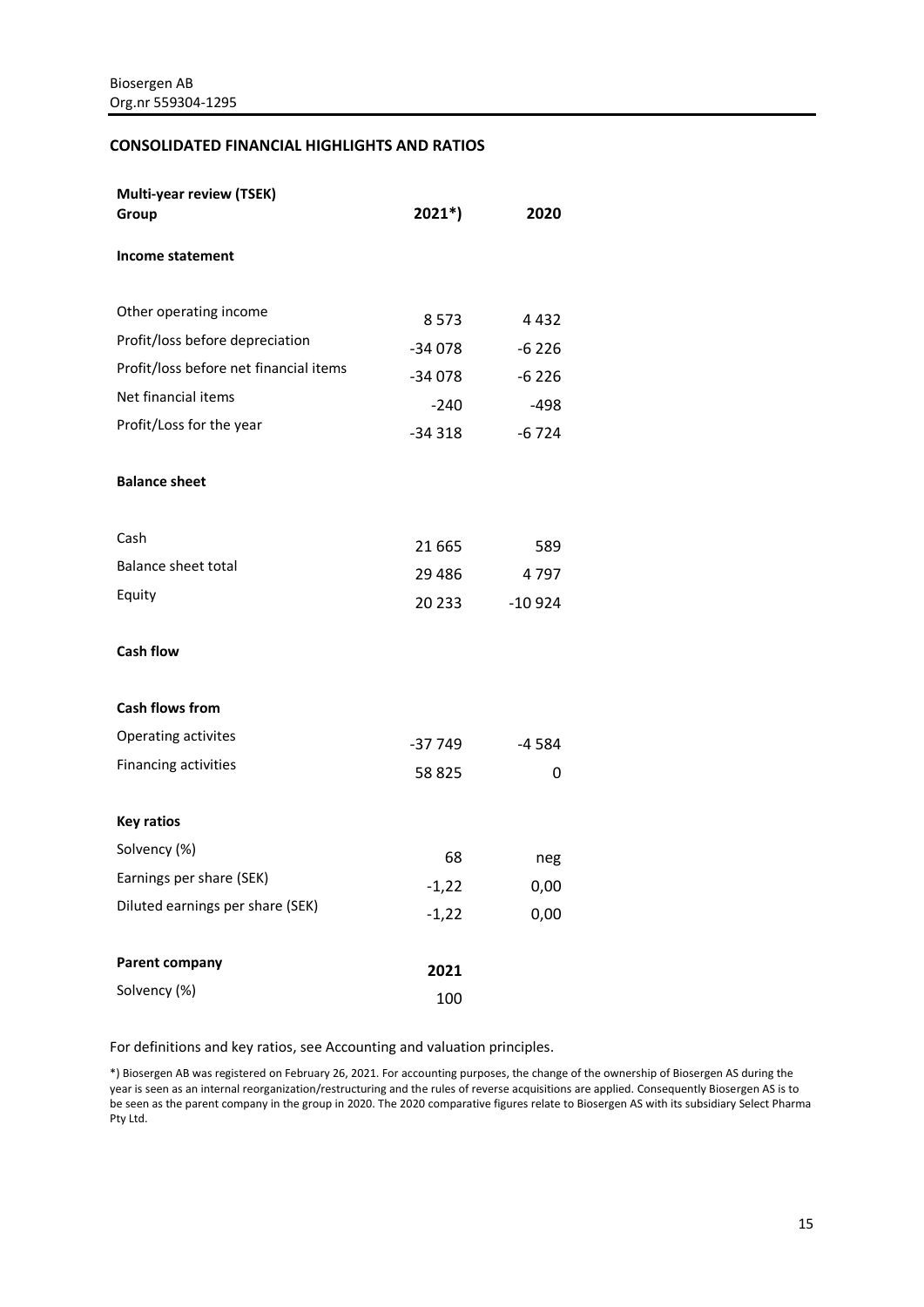Biosergen AB
Org.nr 559304-1295

## CONSOLIDATED FINANCIAL HIGHLIGHTS AND RATIOS

| **Multi-year review (TSEK)**<br>**Group** | **2021*)** | **2020** |
|---|---|---|
| **Income statement** | | |
| Other operating income | 8 573 | 4 432 |
| Profit/loss before depreciation | -34 078 | -6 226 |
| Profit/loss before net financial items | -34 078 | -6 226 |
| Net financial items | -240 | -498 |
| Profit/Loss for the year | -34 318 | -6 724 |
| **Balance sheet** | | |
| Cash | 21 665 | 589 |
| Balance sheet total | 29 486 | 4 797 |
| Equity | 20 233 | -10 924 |
| **Cash flow** | | |
| **Cash flows from** | | |
| Operating activites | -37 749 | -4 584 |
| Financing activities | 58 825 | 0 |
| **Key ratios** | | |
| Solvency (%) | 68 | neg |
| Earnings per share (SEK) | -1,22 | 0,00 |
| Diluted earnings per share (SEK) | -1,22 | 0,00 |

| **Parent company** | **2021** |
|---|---|
| Solvency (%) | 100 |

For definitions and key ratios, see Accounting and valuation principles.

*) Biosergen AB was registered on February 26, 2021. For accounting purposes, the change of the ownership of Biosergen AS during the year is seen as an internal reorganization/restructuring and the rules of reverse acquisitions are applied. Consequently Biosergen AS is to be seen as the parent company in the group in 2020. The 2020 comparative figures relate to Biosergen AS with its subsidiary Select Pharma Pty Ltd.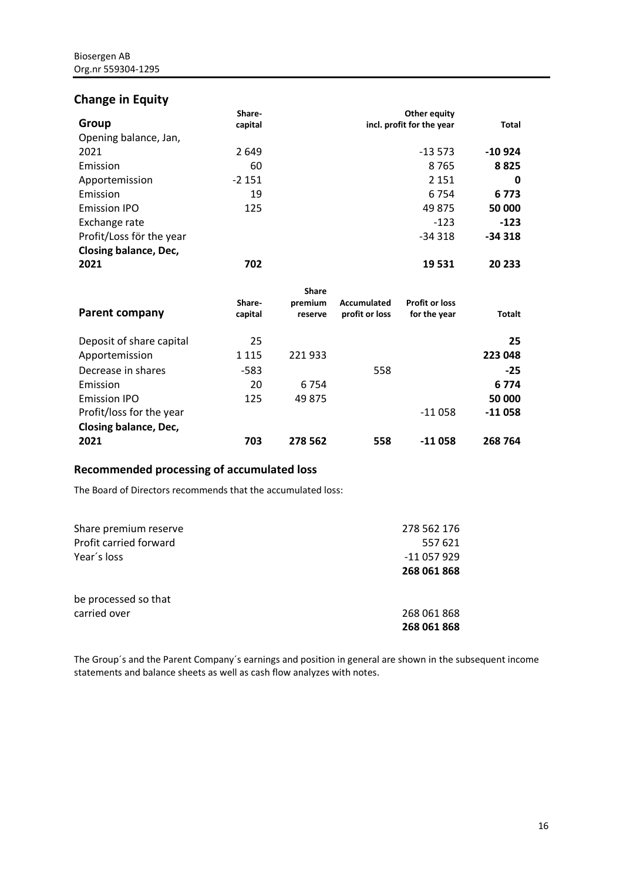## Change in Equity

| Group | Share-capital | Other equity incl. profit for the year | Total |
|---|---|---|---|
| Opening balance, Jan, 2021 | 2 649 | -13 573 | **-10 924** |
| Emission | 60 | 8 765 | **8 825** |
| Apportemission | -2 151 | 2 151 | **0** |
| Emission | 19 | 6 754 | **6 773** |
| Emission IPO | 125 | 49 875 | **50 000** |
| Exchange rate | | -123 | **-123** |
| Profit/Loss för the year | | -34 318 | **-34 318** |
| **Closing balance, Dec, 2021** | **702** | **19 531** | **20 233** |

| Parent company | Share-capital | Share premium reserve | Accumulated profit or loss | Profit or loss for the year | Totalt |
|---|---|---|---|---|---|
| Deposit of share capital | 25 | | | | **25** |
| Apportemission | 1 115 | 221 933 | | | **223 048** |
| Decrease in shares | -583 | | 558 | | **-25** |
| Emission | 20 | 6 754 | | | **6 774** |
| Emission IPO | 125 | 49 875 | | | **50 000** |
| Profit/loss for the year | | | | -11 058 | **-11 058** |
| **Closing balance, Dec, 2021** | **703** | **278 562** | **558** | **-11 058** | **268 764** |

### Recommended processing of accumulated loss

The Board of Directors recommends that the accumulated loss:

| | |
|---|---|
| Share premium reserve | 278 562 176 |
| Profit carried forward | 557 621 |
| Year´s loss | -11 057 929 |
| | **268 061 868** |

| | |
|---|---|
| be processed so that | |
| carried over | 268 061 868 |
| | **268 061 868** |

The Group´s and the Parent Company´s earnings and position in general are shown in the subsequent income statements and balance sheets as well as cash flow analyzes with notes.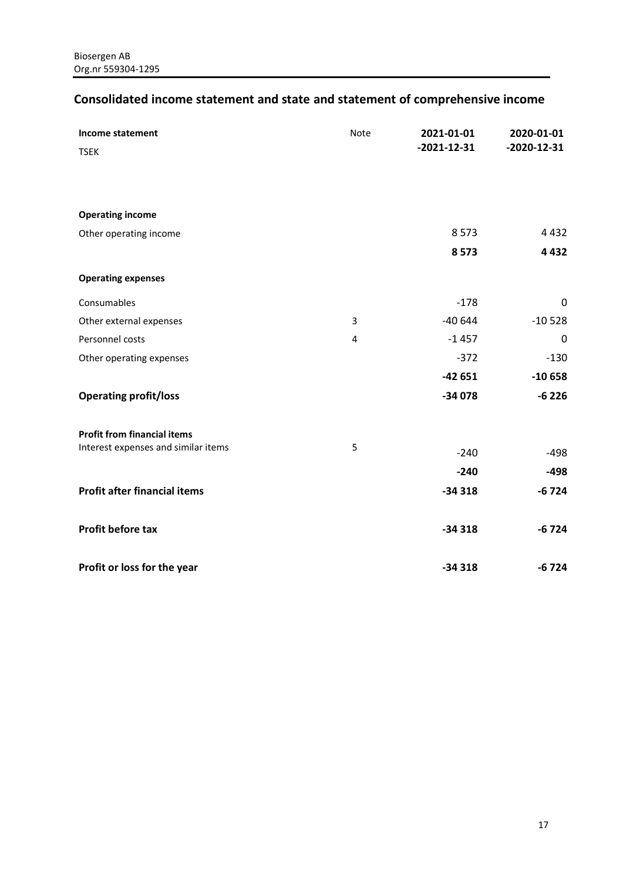Biosergen AB
Org.nr 559304-1295

## Consolidated income statement and state and statement of comprehensive income

| **Income statement**<br>TSEK | Note | **2021-01-01 -2021-12-31** | **2020-01-01 -2020-12-31** |
|---|---|---|---|
| **Operating income** | | | |
| Other operating income | | 8 573 | 4 432 |
| | | **8 573** | **4 432** |
| **Operating expenses** | | | |
| Consumables | | -178 | 0 |
| Other external expenses | 3 | -40 644 | -10 528 |
| Personnel costs | 4 | -1 457 | 0 |
| Other operating expenses | | -372 | -130 |
| | | **-42 651** | **-10 658** |
| **Operating profit/loss** | | **-34 078** | **-6 226** |
| **Profit from financial items** | | | |
| Interest expenses and similar items | 5 | -240 | -498 |
| | | **-240** | **-498** |
| **Profit after financial items** | | **-34 318** | **-6 724** |
| **Profit before tax** | | **-34 318** | **-6 724** |
| **Profit or loss for the year** | | **-34 318** | **-6 724** |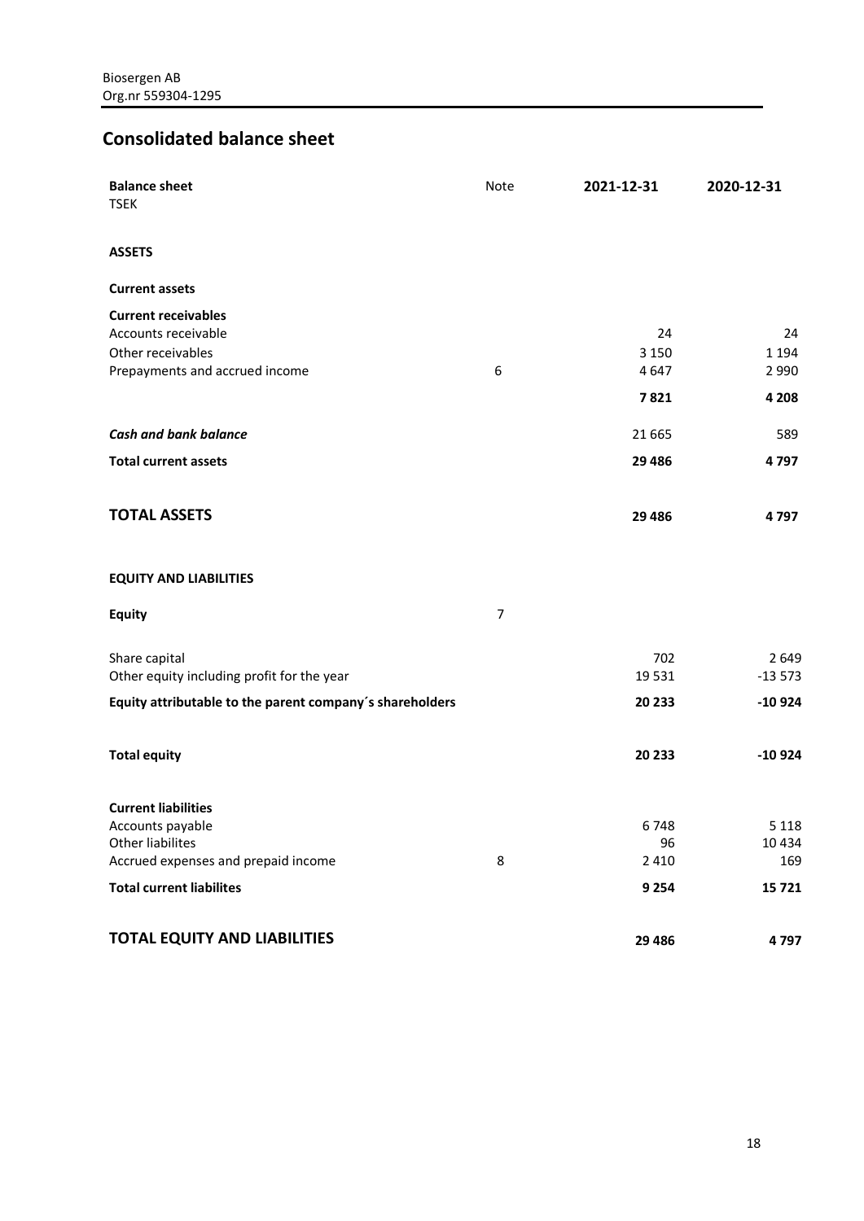Biosergen AB
Org.nr 559304-1295

## Consolidated balance sheet

| **Balance sheet**<br>TSEK | Note | **2021-12-31** | **2020-12-31** |
|---|---|---|---|
| **ASSETS** | | | |
| **Current assets** | | | |
| **Current receivables** | | | |
| Accounts receivable | | 24 | 24 |
| Other receivables | | 3 150 | 1 194 |
| Prepayments and accrued income | 6 | 4 647 | 2 990 |
| | | **7 821** | **4 208** |
| ***Cash and bank balance*** | | 21 665 | 589 |
| **Total current assets** | | **29 486** | **4 797** |
| **TOTAL ASSETS** | | **29 486** | **4 797** |
| **EQUITY AND LIABILITIES** | | | |
| **Equity** | 7 | | |
| Share capital | | 702 | 2 649 |
| Other equity including profit for the year | | 19 531 | -13 573 |
| **Equity attributable to the parent company´s shareholders** | | **20 233** | **-10 924** |
| **Total equity** | | **20 233** | **-10 924** |
| **Current liabilities** | | | |
| Accounts payable | | 6 748 | 5 118 |
| Other liabilites | | 96 | 10 434 |
| Accrued expenses and prepaid income | 8 | 2 410 | 169 |
| **Total current liabilites** | | **9 254** | **15 721** |
| **TOTAL EQUITY AND LIABILITIES** | | **29 486** | **4 797** |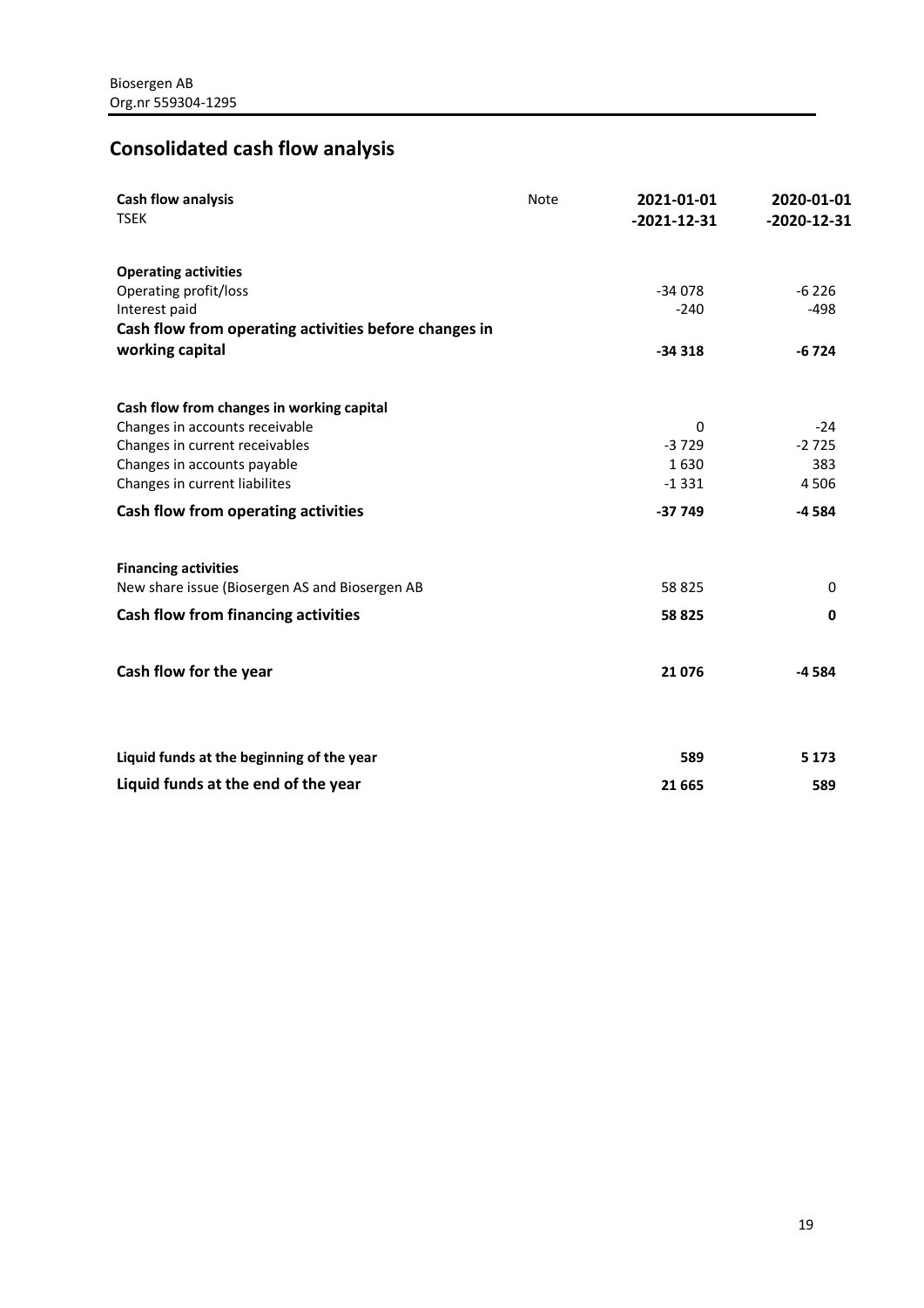Biosergen AB
Org.nr 559304-1295

# Consolidated cash flow analysis

| **Cash flow analysis**<br>TSEK | Note | **2021-01-01 -2021-12-31** | **2020-01-01 -2020-12-31** |
|---|---|---|---|
| **Operating activities** | | | |
| Operating profit/loss | | -34 078 | -6 226 |
| Interest paid | | -240 | -498 |
| **Cash flow from operating activities before changes in working capital** | | **-34 318** | **-6 724** |
| | | | |
| **Cash flow from changes in working capital** | | | |
| Changes in accounts receivable | | 0 | -24 |
| Changes in current receivables | | -3 729 | -2 725 |
| Changes in accounts payable | | 1 630 | 383 |
| Changes in current liabilites | | -1 331 | 4 506 |
| **Cash flow from operating activities** | | **-37 749** | **-4 584** |
| | | | |
| **Financing activities** | | | |
| New share issue (Biosergen AS and Biosergen AB | | 58 825 | 0 |
| **Cash flow from financing activities** | | **58 825** | **0** |
| | | | |
| **Cash flow for the year** | | **21 076** | **-4 584** |
| | | | |
| **Liquid funds at the beginning of the year** | | **589** | **5 173** |
| **Liquid funds at the end of the year** | | **21 665** | **589** |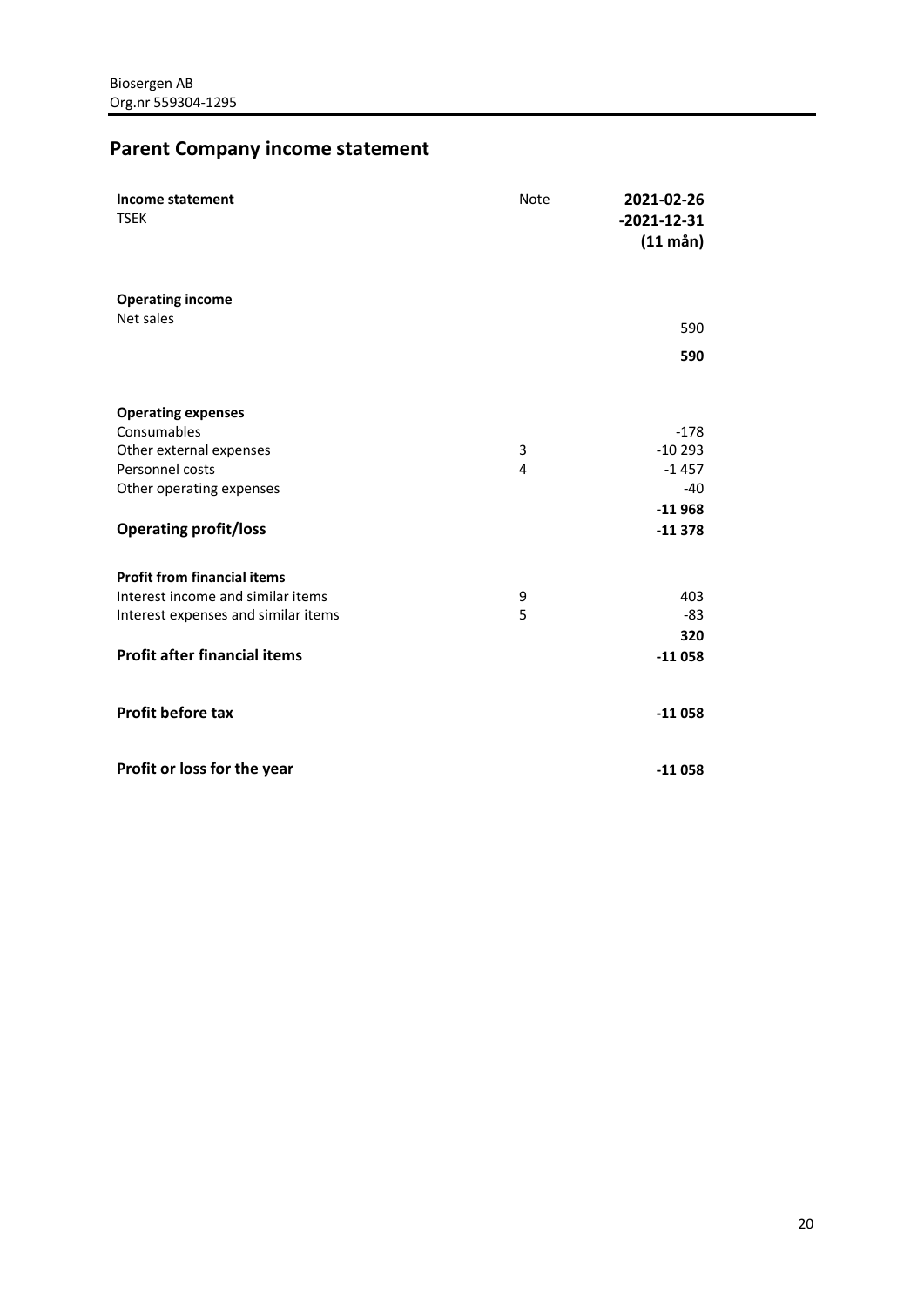Biosergen AB
Org.nr 559304-1295

## Parent Company income statement

| **Income statement**<br>TSEK | Note | **2021-02-26<br>-2021-12-31<br>(11 mån)** |
|---|---|---|
| **Operating income** | | |
| Net sales | | 590 |
| | | **590** |
| **Operating expenses** | | |
| Consumables | | -178 |
| Other external expenses | 3 | -10 293 |
| Personnel costs | 4 | -1 457 |
| Other operating expenses | | -40 |
| | | **-11 968** |
| **Operating profit/loss** | | **-11 378** |
| **Profit from financial items** | | |
| Interest income and similar items | 9 | 403 |
| Interest expenses and similar items | 5 | -83 |
| | | **320** |
| **Profit after financial items** | | **-11 058** |
| **Profit before tax** | | **-11 058** |
| **Profit or loss for the year** | | **-11 058** |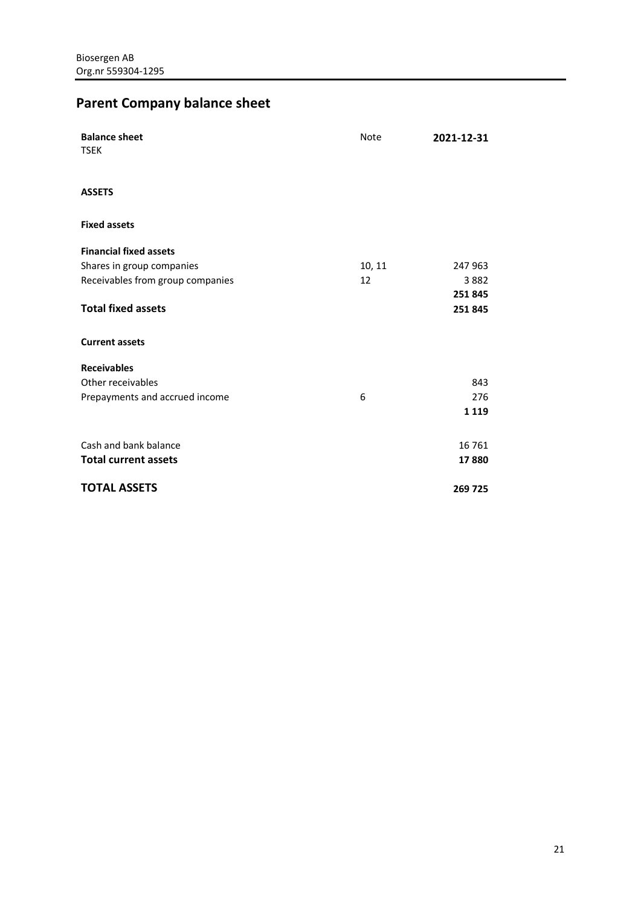Biosergen AB
Org.nr 559304-1295

## Parent Company balance sheet

| **Balance sheet** TSEK | Note | **2021-12-31** |
|---|---|---|
| **ASSETS** | | |
| **Fixed assets** | | |
| **Financial fixed assets** | | |
| Shares in group companies | 10, 11 | 247 963 |
| Receivables from group companies | 12 | 3 882 |
| | | **251 845** |
| **Total fixed assets** | | **251 845** |
| **Current assets** | | |
| **Receivables** | | |
| Other receivables | | 843 |
| Prepayments and accrued income | 6 | 276 |
| | | **1 119** |
| Cash and bank balance | | 16 761 |
| **Total current assets** | | **17 880** |
| **TOTAL ASSETS** | | **269 725** |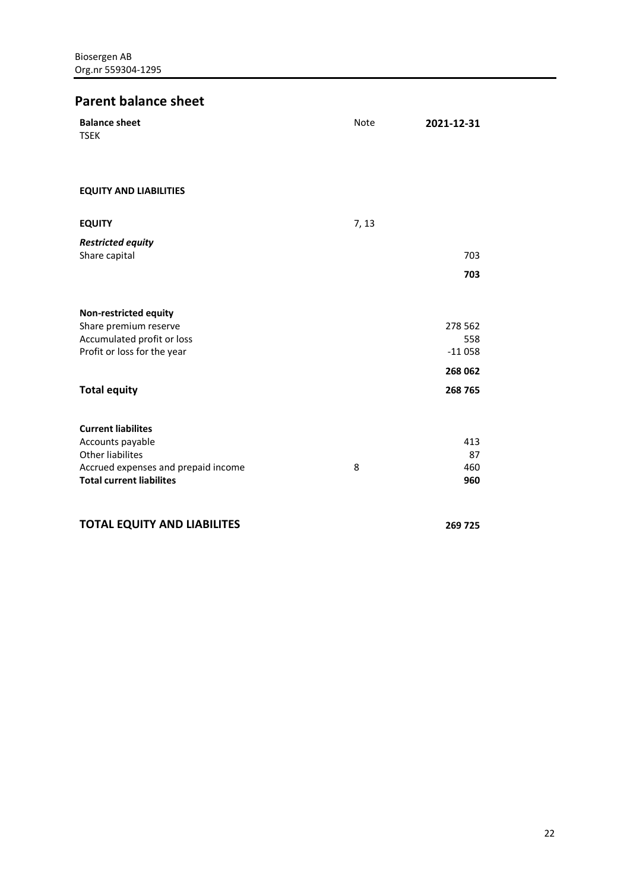Biosergen AB
Org.nr 559304-1295

## Parent balance sheet

| **Balance sheet** TSEK | Note | **2021-12-31** |
|---|---|---|
| | | |
| **EQUITY AND LIABILITIES** | | |
| | | |
| **EQUITY** | 7, 13 | |
| ***Restricted equity*** | | |
| Share capital | | 703 |
| | | **703** |
| | | |
| **Non-restricted equity** | | |
| Share premium reserve | | 278 562 |
| Accumulated profit or loss | | 558 |
| Profit or loss for the year | | -11 058 |
| | | **268 062** |
| **Total equity** | | **268 765** |
| | | |
| **Current liabilites** | | |
| Accounts payable | | 413 |
| Other liabilites | | 87 |
| Accrued expenses and prepaid income | 8 | 460 |
| **Total current liabilites** | | **960** |
| | | |
| **TOTAL EQUITY AND LIABILITES** | | **269 725** |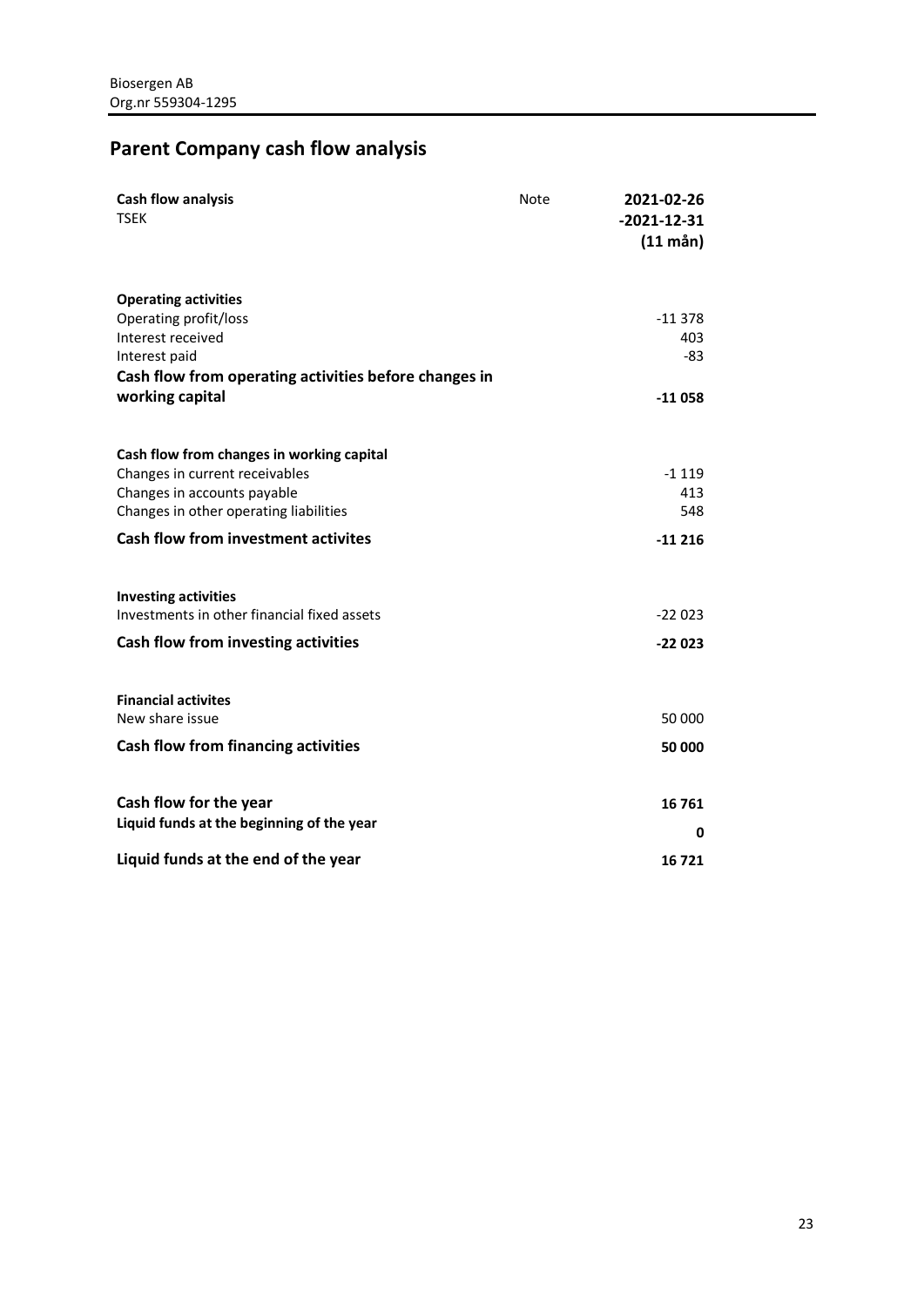Biosergen AB
Org.nr 559304-1295

# Parent Company cash flow analysis

| **Cash flow analysis**<br>TSEK | Note | **2021-02-26 -2021-12-31 (11 mån)** |
|---|---|---|
| **Operating activities** | | |
| Operating profit/loss | | -11 378 |
| Interest received | | 403 |
| Interest paid | | -83 |
| **Cash flow from operating activities before changes in working capital** | | **-11 058** |
| **Cash flow from changes in working capital** | | |
| Changes in current receivables | | -1 119 |
| Changes in accounts payable | | 413 |
| Changes in other operating liabilities | | 548 |
| **Cash flow from investment activites** | | **-11 216** |
| **Investing activities** | | |
| Investments in other financial fixed assets | | -22 023 |
| **Cash flow from investing activities** | | **-22 023** |
| **Financial activites** | | |
| New share issue | | 50 000 |
| **Cash flow from financing activities** | | **50 000** |
| **Cash flow for the year** | | **16 761** |
| **Liquid funds at the beginning of the year** | | **0** |
| **Liquid funds at the end of the year** | | **16 721** |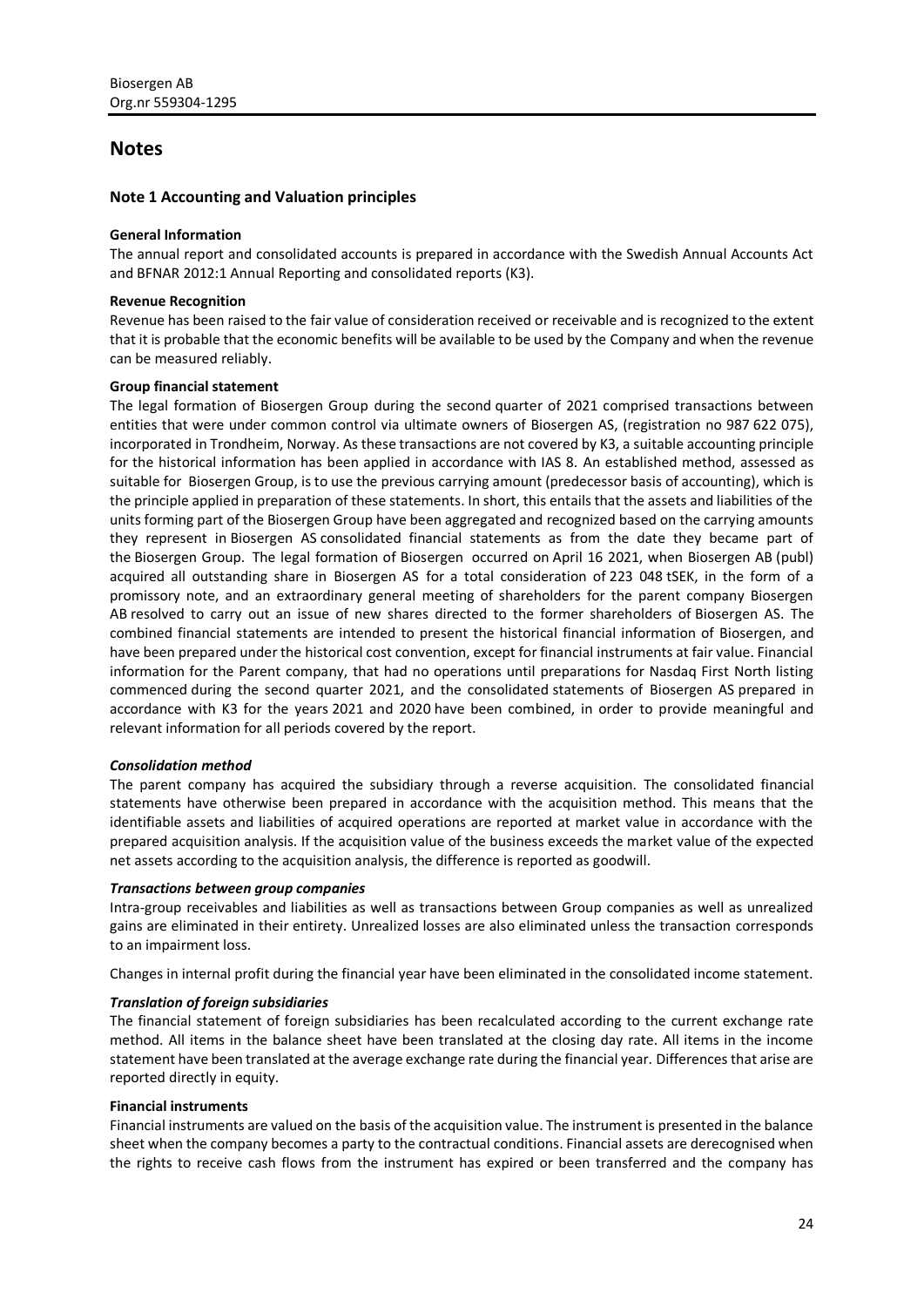# Notes

## Note 1 Accounting and Valuation principles

**General Information**

The annual report and consolidated accounts is prepared in accordance with the Swedish Annual Accounts Act and BFNAR 2012:1 Annual Reporting and consolidated reports (K3).

**Revenue Recognition**

Revenue has been raised to the fair value of consideration received or receivable and is recognized to the extent that it is probable that the economic benefits will be available to be used by the Company and when the revenue can be measured reliably.

**Group financial statement**

The legal formation of Biosergen Group during the second quarter of 2021 comprised transactions between entities that were under common control via ultimate owners of Biosergen AS, (registration no 987 622 075), incorporated in Trondheim, Norway. As these transactions are not covered by K3, a suitable accounting principle for the historical information has been applied in accordance with IAS 8. An established method, assessed as suitable for Biosergen Group, is to use the previous carrying amount (predecessor basis of accounting), which is the principle applied in preparation of these statements. In short, this entails that the assets and liabilities of the units forming part of the Biosergen Group have been aggregated and recognized based on the carrying amounts they represent in Biosergen AS consolidated financial statements as from the date they became part of the Biosergen Group. The legal formation of Biosergen occurred on April 16 2021, when Biosergen AB (publ) acquired all outstanding share in Biosergen AS for a total consideration of 223 048 tSEK, in the form of a promissory note, and an extraordinary general meeting of shareholders for the parent company Biosergen AB resolved to carry out an issue of new shares directed to the former shareholders of Biosergen AS. The combined financial statements are intended to present the historical financial information of Biosergen, and have been prepared under the historical cost convention, except for financial instruments at fair value. Financial information for the Parent company, that had no operations until preparations for Nasdaq First North listing commenced during the second quarter 2021, and the consolidated statements of Biosergen AS prepared in accordance with K3 for the years 2021 and 2020 have been combined, in order to provide meaningful and relevant information for all periods covered by the report.

***Consolidation method***

The parent company has acquired the subsidiary through a reverse acquisition. The consolidated financial statements have otherwise been prepared in accordance with the acquisition method. This means that the identifiable assets and liabilities of acquired operations are reported at market value in accordance with the prepared acquisition analysis. If the acquisition value of the business exceeds the market value of the expected net assets according to the acquisition analysis, the difference is reported as goodwill.

***Transactions between group companies***

Intra-group receivables and liabilities as well as transactions between Group companies as well as unrealized gains are eliminated in their entirety. Unrealized losses are also eliminated unless the transaction corresponds to an impairment loss.

Changes in internal profit during the financial year have been eliminated in the consolidated income statement.

***Translation of foreign subsidiaries***

The financial statement of foreign subsidiaries has been recalculated according to the current exchange rate method. All items in the balance sheet have been translated at the closing day rate. All items in the income statement have been translated at the average exchange rate during the financial year. Differences that arise are reported directly in equity.

**Financial instruments**

Financial instruments are valued on the basis of the acquisition value. The instrument is presented in the balance sheet when the company becomes a party to the contractual conditions. Financial assets are derecognised when the rights to receive cash flows from the instrument has expired or been transferred and the company has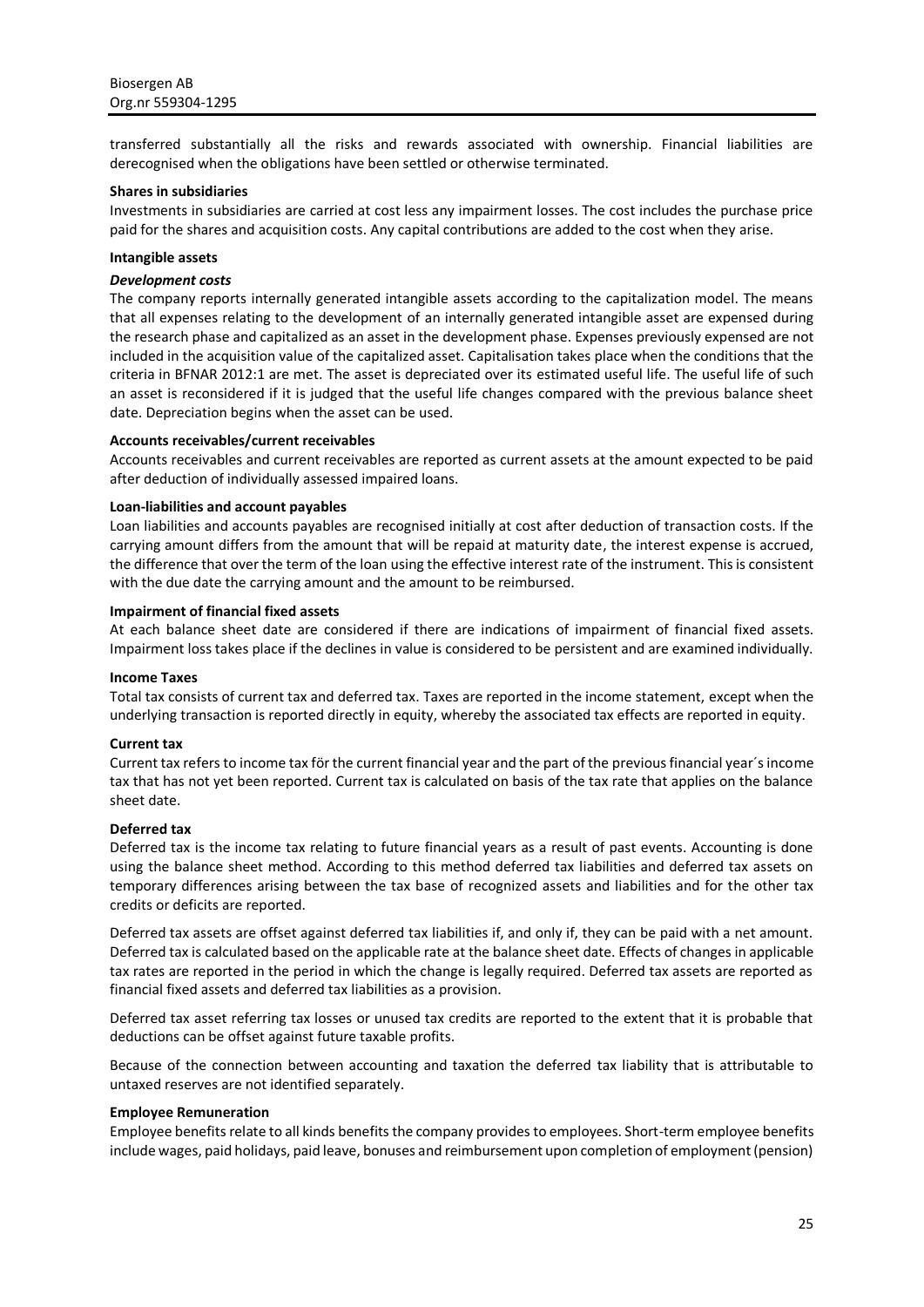transferred substantially all the risks and rewards associated with ownership. Financial liabilities are derecognised when the obligations have been settled or otherwise terminated.

**Shares in subsidiaries**

Investments in subsidiaries are carried at cost less any impairment losses. The cost includes the purchase price paid for the shares and acquisition costs. Any capital contributions are added to the cost when they arise.

**Intangible assets**

***Development costs***

The company reports internally generated intangible assets according to the capitalization model. The means that all expenses relating to the development of an internally generated intangible asset are expensed during the research phase and capitalized as an asset in the development phase. Expenses previously expensed are not included in the acquisition value of the capitalized asset. Capitalisation takes place when the conditions that the criteria in BFNAR 2012:1 are met. The asset is depreciated over its estimated useful life. The useful life of such an asset is reconsidered if it is judged that the useful life changes compared with the previous balance sheet date. Depreciation begins when the asset can be used.

**Accounts receivables/current receivables**

Accounts receivables and current receivables are reported as current assets at the amount expected to be paid after deduction of individually assessed impaired loans.

**Loan-liabilities and account payables**

Loan liabilities and accounts payables are recognised initially at cost after deduction of transaction costs. If the carrying amount differs from the amount that will be repaid at maturity date, the interest expense is accrued, the difference that over the term of the loan using the effective interest rate of the instrument. This is consistent with the due date the carrying amount and the amount to be reimbursed.

**Impairment of financial fixed assets**

At each balance sheet date are considered if there are indications of impairment of financial fixed assets. Impairment loss takes place if the declines in value is considered to be persistent and are examined individually.

**Income Taxes**

Total tax consists of current tax and deferred tax. Taxes are reported in the income statement, except when the underlying transaction is reported directly in equity, whereby the associated tax effects are reported in equity.

**Current tax**

Current tax refers to income tax för the current financial year and the part of the previous financial year´s income tax that has not yet been reported. Current tax is calculated on basis of the tax rate that applies on the balance sheet date.

**Deferred tax**

Deferred tax is the income tax relating to future financial years as a result of past events. Accounting is done using the balance sheet method. According to this method deferred tax liabilities and deferred tax assets on temporary differences arising between the tax base of recognized assets and liabilities and for the other tax credits or deficits are reported.

Deferred tax assets are offset against deferred tax liabilities if, and only if, they can be paid with a net amount. Deferred tax is calculated based on the applicable rate at the balance sheet date. Effects of changes in applicable tax rates are reported in the period in which the change is legally required. Deferred tax assets are reported as financial fixed assets and deferred tax liabilities as a provision.

Deferred tax asset referring tax losses or unused tax credits are reported to the extent that it is probable that deductions can be offset against future taxable profits.

Because of the connection between accounting and taxation the deferred tax liability that is attributable to untaxed reserves are not identified separately.

**Employee Remuneration**

Employee benefits relate to all kinds benefits the company provides to employees. Short-term employee benefits include wages, paid holidays, paid leave, bonuses and reimbursement upon completion of employment (pension)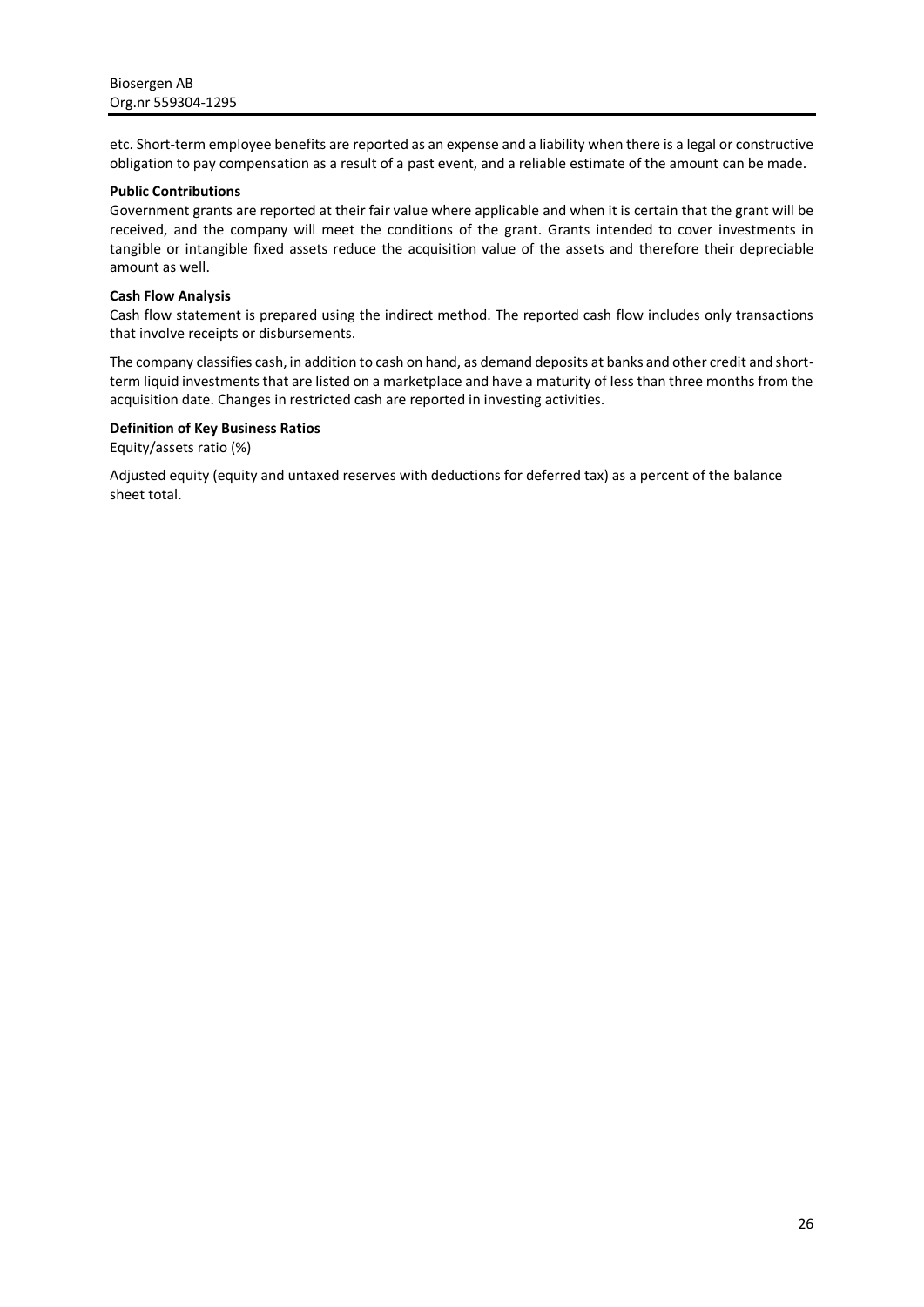etc. Short-term employee benefits are reported as an expense and a liability when there is a legal or constructive obligation to pay compensation as a result of a past event, and a reliable estimate of the amount can be made.

**Public Contributions**

Government grants are reported at their fair value where applicable and when it is certain that the grant will be received, and the company will meet the conditions of the grant. Grants intended to cover investments in tangible or intangible fixed assets reduce the acquisition value of the assets and therefore their depreciable amount as well.

**Cash Flow Analysis**

Cash flow statement is prepared using the indirect method. The reported cash flow includes only transactions that involve receipts or disbursements.

The company classifies cash, in addition to cash on hand, as demand deposits at banks and other credit and short-term liquid investments that are listed on a marketplace and have a maturity of less than three months from the acquisition date. Changes in restricted cash are reported in investing activities.

**Definition of Key Business Ratios**

Equity/assets ratio (%)

Adjusted equity (equity and untaxed reserves with deductions for deferred tax) as a percent of the balance sheet total.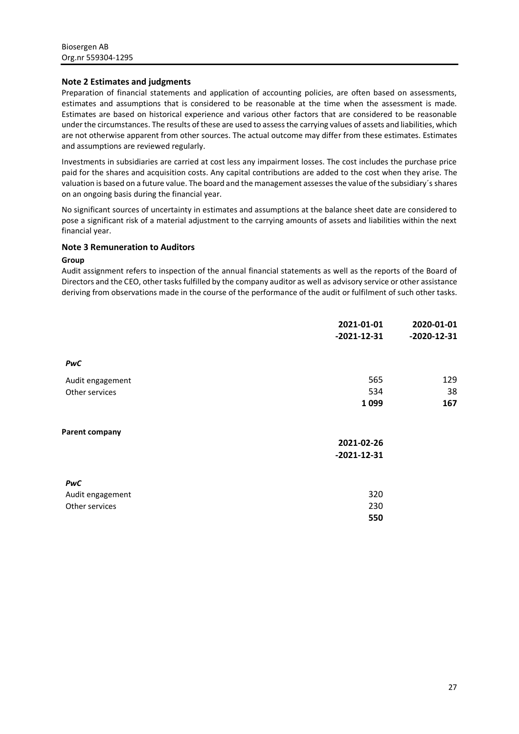## Note 2 Estimates and judgments

Preparation of financial statements and application of accounting policies, are often based on assessments, estimates and assumptions that is considered to be reasonable at the time when the assessment is made. Estimates are based on historical experience and various other factors that are considered to be reasonable under the circumstances. The results of these are used to assess the carrying values of assets and liabilities, which are not otherwise apparent from other sources. The actual outcome may differ from these estimates. Estimates and assumptions are reviewed regularly.

Investments in subsidiaries are carried at cost less any impairment losses. The cost includes the purchase price paid for the shares and acquisition costs. Any capital contributions are added to the cost when they arise. The valuation is based on a future value. The board and the management assesses the value of the subsidiary´s shares on an ongoing basis during the financial year.

No significant sources of uncertainty in estimates and assumptions at the balance sheet date are considered to pose a significant risk of a material adjustment to the carrying amounts of assets and liabilities within the next financial year.

## Note 3 Remuneration to Auditors

**Group**

Audit assignment refers to inspection of the annual financial statements as well as the reports of the Board of Directors and the CEO, other tasks fulfilled by the company auditor as well as advisory service or other assistance deriving from observations made in the course of the performance of the audit or fulfilment of such other tasks.

| | 2021-01-01 -2021-12-31 | 2020-01-01 -2020-12-31 |
|---|---|---|
| ***PwC*** | | |
| Audit engagement | 565 | 129 |
| Other services | 534 | 38 |
| | **1 099** | **167** |

**Parent company**

| | 2021-02-26 -2021-12-31 |
|---|---|
| ***PwC*** | |
| Audit engagement | 320 |
| Other services | 230 |
| | **550** |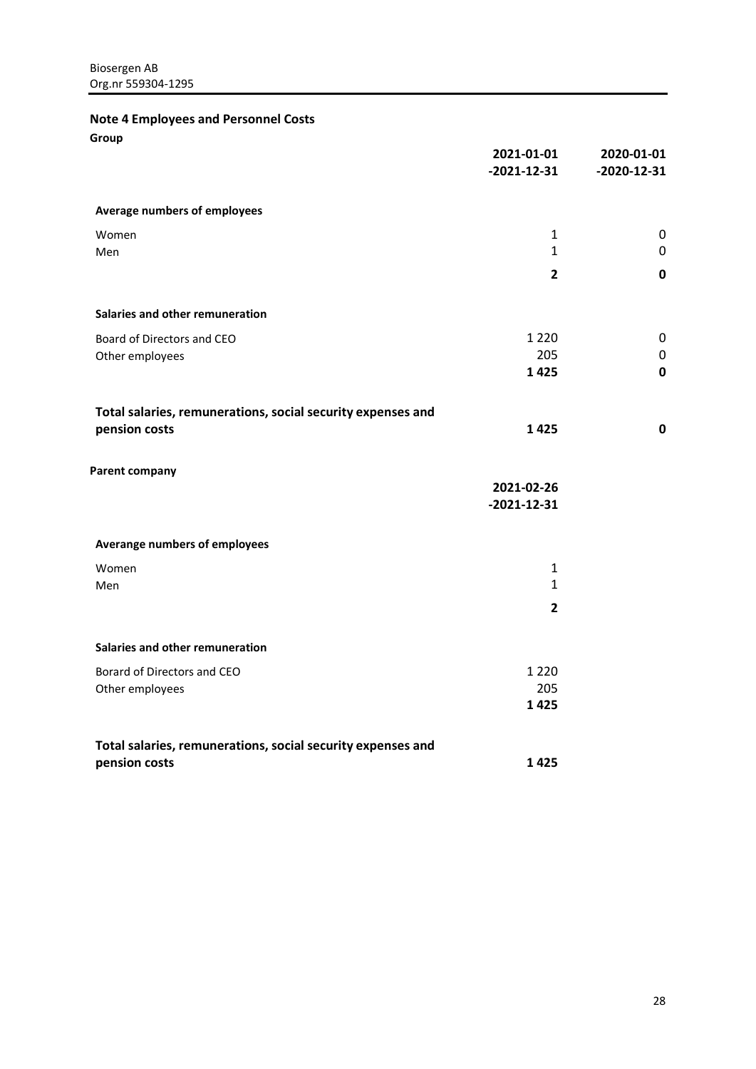Biosergen AB
Org.nr 559304-1295

## Note 4 Employees and Personnel Costs

**Group**

| | **2021-01-01 -2021-12-31** | **2020-01-01 -2020-12-31** |
|---|---|---|
| **Average numbers of employees** | | |
| Women | 1 | 0 |
| Men | 1 | 0 |
| | **2** | **0** |
| **Salaries and other remuneration** | | |
| Board of Directors and CEO | 1 220 | 0 |
| Other employees | 205 | 0 |
| | **1 425** | **0** |
| **Total salaries, remunerations, social security expenses and pension costs** | **1 425** | **0** |

**Parent company**

| | **2021-02-26 -2021-12-31** |
|---|---|
| **Averange numbers of employees** | |
| Women | 1 |
| Men | 1 |
| | **2** |
| **Salaries and other remuneration** | |
| Borard of Directors and CEO | 1 220 |
| Other employees | 205 |
| | **1 425** |
| **Total salaries, remunerations, social security expenses and pension costs** | **1 425** |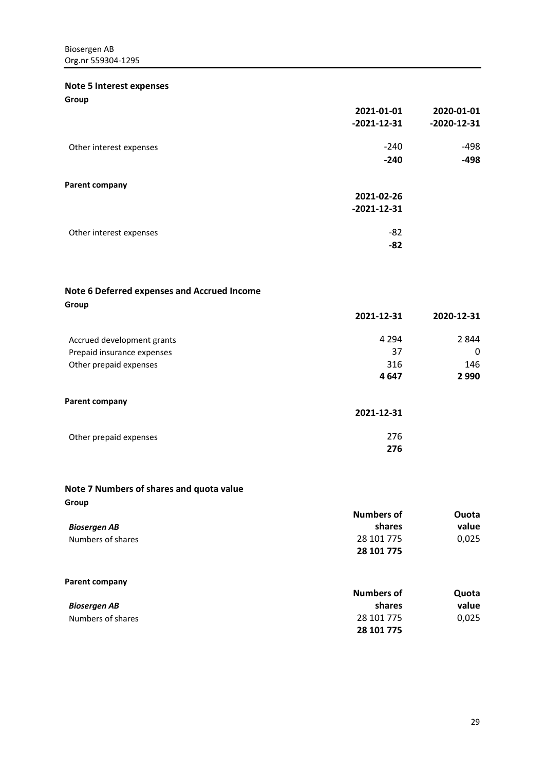## Note 5 Interest expenses

**Group**

| | 2021-01-01 -2021-12-31 | 2020-01-01 -2020-12-31 |
|---|---|---|
| Other interest expenses | -240 | -498 |
| | **-240** | **-498** |

**Parent company**

| | 2021-02-26 -2021-12-31 |
|---|---|
| Other interest expenses | -82 |
| | **-82** |

## Note 6 Deferred expenses and Accrued Income

**Group**

| | 2021-12-31 | 2020-12-31 |
|---|---|---|
| Accrued development grants | 4 294 | 2 844 |
| Prepaid insurance expenses | 37 | 0 |
| Other prepaid expenses | 316 | 146 |
| | **4 647** | **2 990** |

**Parent company**

| | 2021-12-31 |
|---|---|
| Other prepaid expenses | 276 |
| | **276** |

## Note 7 Numbers of shares and quota value

**Group**

| ***Biosergen AB*** | Numbers of shares | Ouota value |
|---|---|---|
| Numbers of shares | 28 101 775 | 0,025 |
| | **28 101 775** | |

**Parent company**

| ***Biosergen AB*** | Numbers of shares | Quota value |
|---|---|---|
| Numbers of shares | 28 101 775 | 0,025 |
| | **28 101 775** | |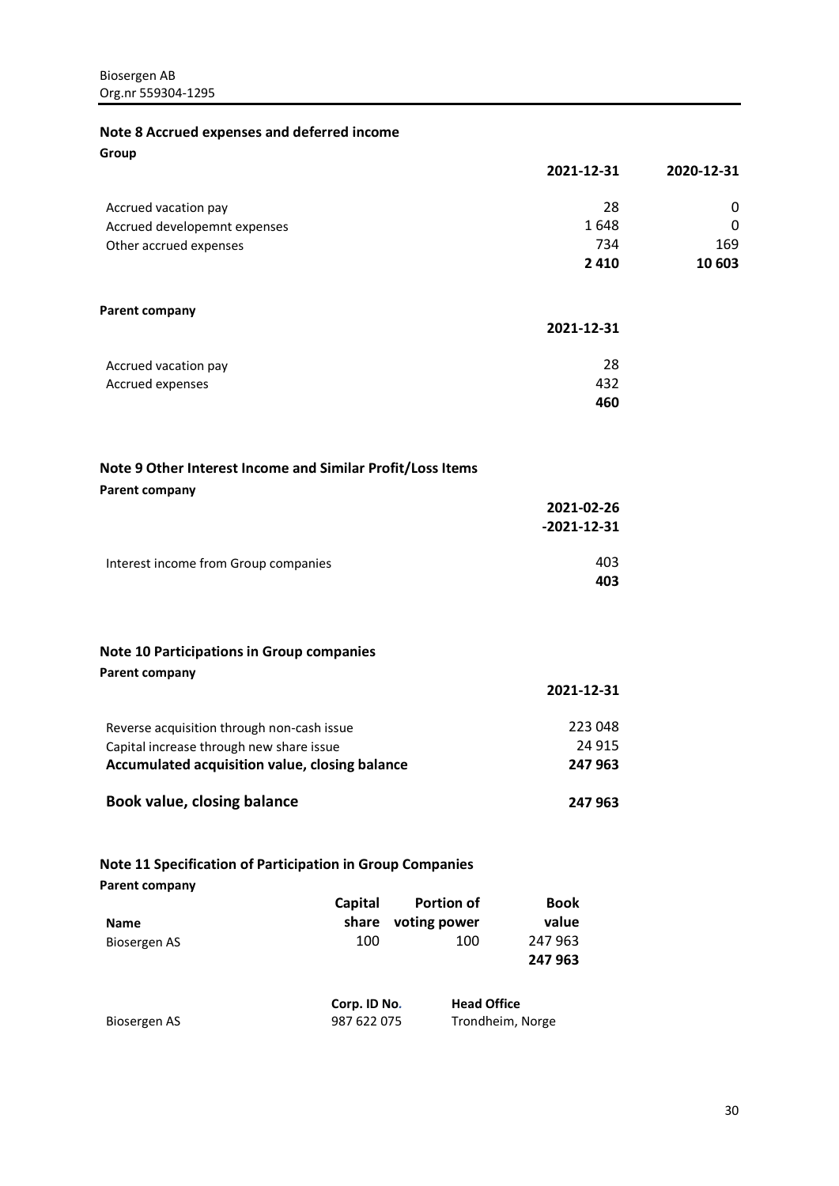## Note 8 Accrued expenses and deferred income

**Group**

| | 2021-12-31 | 2020-12-31 |
|---|---|---|
| Accrued vacation pay | 28 | 0 |
| Accrued developemnt expenses | 1 648 | 0 |
| Other accrued expenses | 734 | 169 |
| | **2 410** | **10 603** |

**Parent company**

| | 2021-12-31 |
|---|---|
| Accrued vacation pay | 28 |
| Accrued expenses | 432 |
| | **460** |

## Note 9 Other Interest Income and Similar Profit/Loss Items

**Parent company**

| | 2021-02-26 -2021-12-31 |
|---|---|
| Interest income from Group companies | 403 |
| | **403** |

## Note 10 Participations in Group companies

**Parent company**

| | 2021-12-31 |
|---|---|
| Reverse acquisition through non-cash issue | 223 048 |
| Capital increase through new share issue | 24 915 |
| **Accumulated acquisition value, closing balance** | **247 963** |
| **Book value, closing balance** | **247 963** |

## Note 11 Specification of Participation in Group Companies

**Parent company**

| Name | Capital share | Portion of voting power | Book value |
|---|---|---|---|
| Biosergen AS | 100 | 100 | 247 963 |
| | | | **247 963** |

| | Corp. ID No. | Head Office |
|---|---|---|
| Biosergen AS | 987 622 075 | Trondheim, Norge |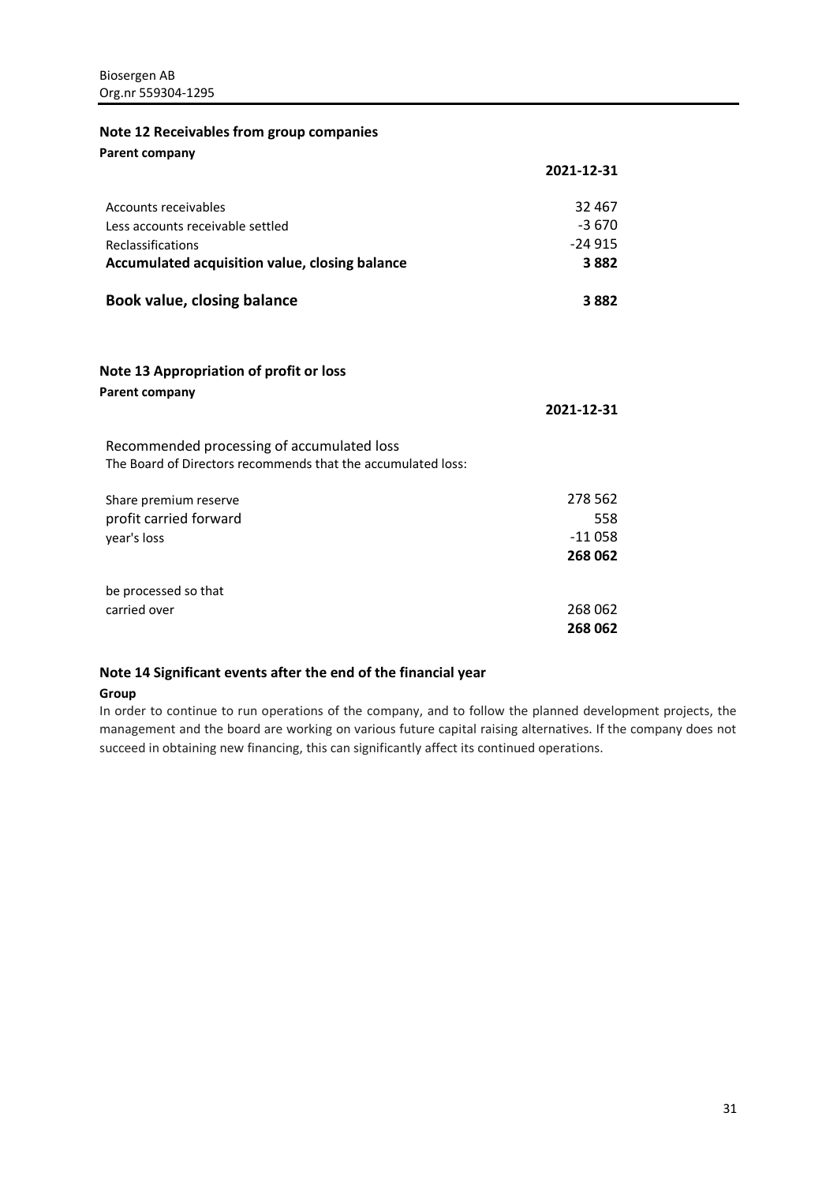## Note 12 Receivables from group companies

**Parent company**

| | 2021-12-31 |
|---|---|
| Accounts receivables | 32 467 |
| Less accounts receivable settled | -3 670 |
| Reclassifications | -24 915 |
| **Accumulated acquisition value, closing balance** | **3 882** |
| **Book value, closing balance** | **3 882** |

## Note 13 Appropriation of profit or loss

**Parent company**

| | 2021-12-31 |
|---|---|
| Recommended processing of accumulated loss | |
| The Board of Directors recommends that the accumulated loss: | |
| Share premium reserve | 278 562 |
| profit carried forward | 558 |
| year's loss | -11 058 |
| | **268 062** |
| be processed so that | |
| carried over | 268 062 |
| | **268 062** |

## Note 14 Significant events after the end of the financial year

**Group**

In order to continue to run operations of the company, and to follow the planned development projects, the management and the board are working on various future capital raising alternatives. If the company does not succeed in obtaining new financing, this can significantly affect its continued operations.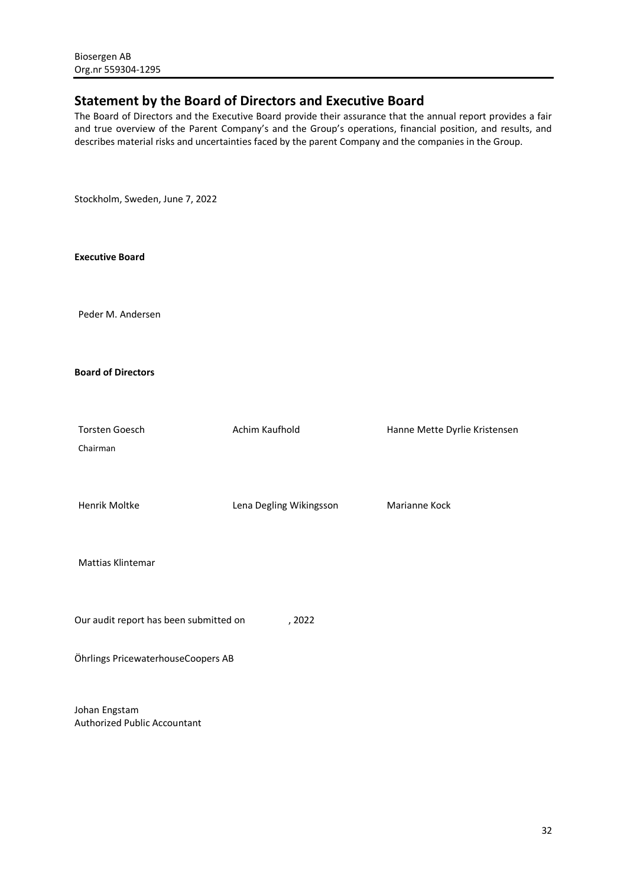Biosergen AB
Org.nr 559304-1295

## Statement by the Board of Directors and Executive Board

The Board of Directors and the Executive Board provide their assurance that the annual report provides a fair and true overview of the Parent Company's and the Group's operations, financial position, and results, and describes material risks and uncertainties faced by the parent Company and the companies in the Group.

Stockholm, Sweden, June 7, 2022

**Executive Board**

Peder M. Andersen

**Board of Directors**

| | | |
|---|---|---|
| Torsten Goesch<br>Chairman | Achim Kaufhold | Hanne Mette Dyrlie Kristensen |
| Henrik Moltke | Lena Degling Wikingsson | Marianne Kock |
| Mattias Klintemar | | |

Our audit report has been submitted on , 2022

Öhrlings PricewaterhouseCoopers AB

Johan Engstam
Authorized Public Accountant